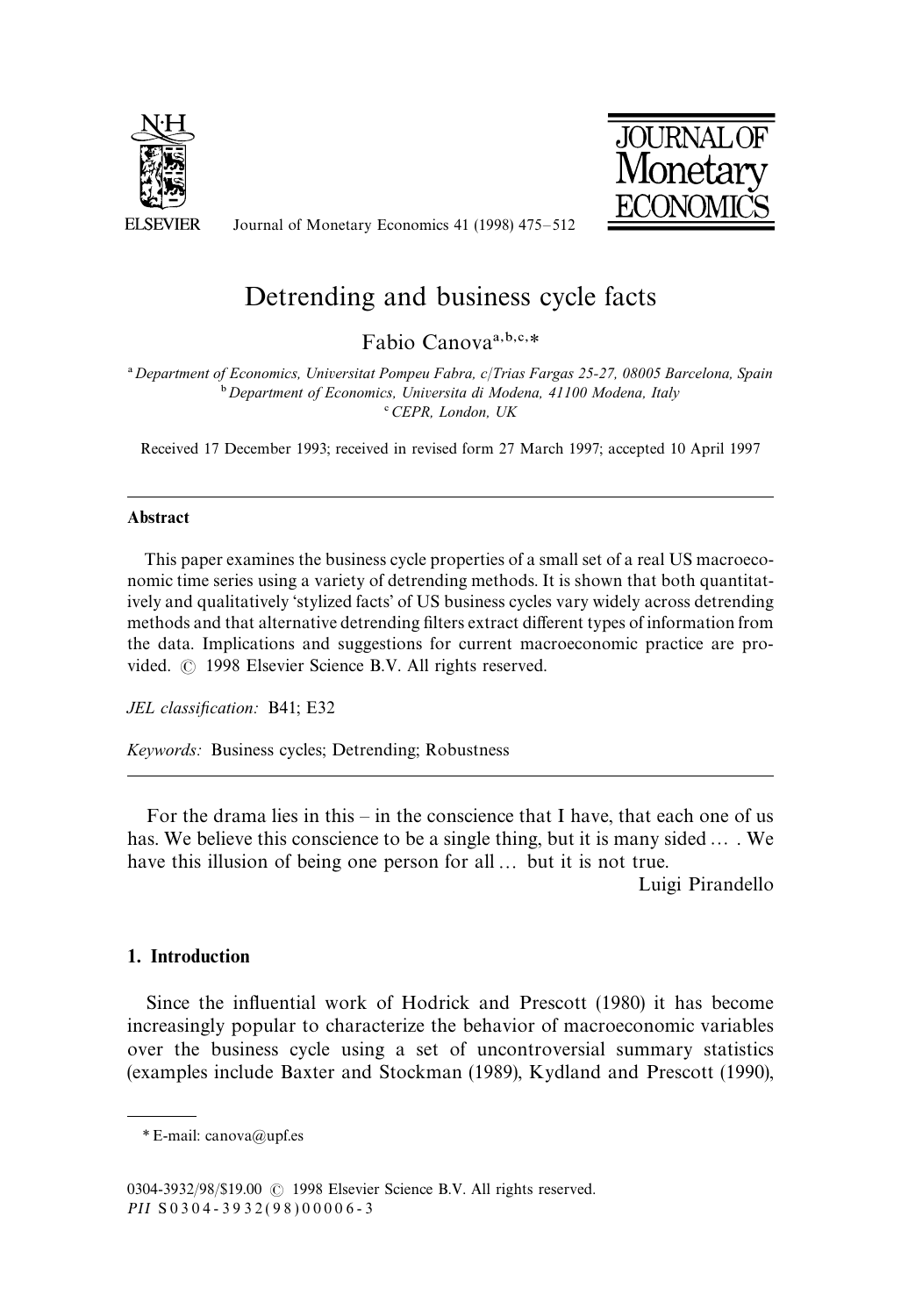# Detrending and business cycle facts

Fabio Canova[a,b,c,*]

[a] Department of Economics, Universitat Pompeu Fabra, c/Trias Fargas 25-27, 08005 Barcelona, Spain
[b] Department of Economics, Universita di Modena, 41100 Modena, Italy
[c] CEPR, London, UK

Received 17 December 1993; received in revised form 27 March 1997; accepted 10 April 1997

## Abstract

This paper examines the business cycle properties of a small set of a real US macroeconomic time series using a variety of detrending methods. It is shown that both quantitatively and qualitatively 'stylized facts' of US business cycles vary widely across detrending methods and that alternative detrending filters extract different types of information from the data. Implications and suggestions for current macroeconomic practice are provided. © 1998 Elsevier Science B.V. All rights reserved.

*JEL classification:* B41; E32

*Keywords:* Business cycles; Detrending; Robustness

For the drama lies in this – in the conscience that I have, that each one of us has. We believe this conscience to be a single thing, but it is many sided … . We have this illusion of being one person for all … but it is not true.

Luigi Pirandello

## 1. Introduction

Since the influential work of Hodrick and Prescott (1980) it has become increasingly popular to characterize the behavior of macroeconomic variables over the business cycle using a set of uncontroversial summary statistics (examples include Baxter and Stockman (1989), Kydland and Prescott (1990),

* E-mail: canova@upf.es

0304-3932/98/$19.00 © 1998 Elsevier Science B.V. All rights reserved.
PII S0304-3932(98)00006-3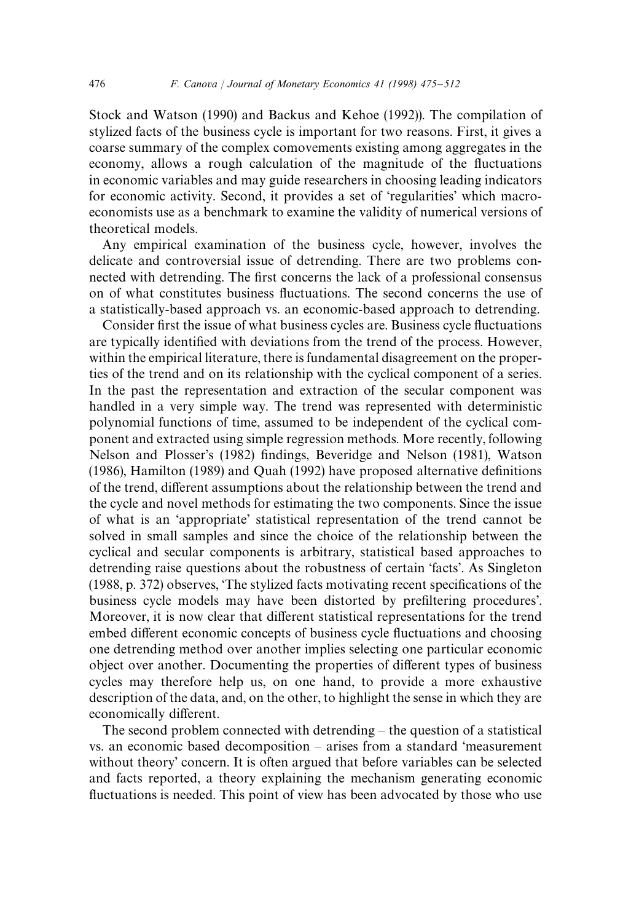Stock and Watson (1990) and Backus and Kehoe (1992)). The compilation of stylized facts of the business cycle is important for two reasons. First, it gives a coarse summary of the complex comovements existing among aggregates in the economy, allows a rough calculation of the magnitude of the fluctuations in economic variables and may guide researchers in choosing leading indicators for economic activity. Second, it provides a set of 'regularities' which macroeconomists use as a benchmark to examine the validity of numerical versions of theoretical models.

Any empirical examination of the business cycle, however, involves the delicate and controversial issue of detrending. There are two problems connected with detrending. The first concerns the lack of a professional consensus on of what constitutes business fluctuations. The second concerns the use of a statistically-based approach vs. an economic-based approach to detrending.

Consider first the issue of what business cycles are. Business cycle fluctuations are typically identified with deviations from the trend of the process. However, within the empirical literature, there is fundamental disagreement on the properties of the trend and on its relationship with the cyclical component of a series. In the past the representation and extraction of the secular component was handled in a very simple way. The trend was represented with deterministic polynomial functions of time, assumed to be independent of the cyclical component and extracted using simple regression methods. More recently, following Nelson and Plosser's (1982) findings, Beveridge and Nelson (1981), Watson (1986), Hamilton (1989) and Quah (1992) have proposed alternative definitions of the trend, different assumptions about the relationship between the trend and the cycle and novel methods for estimating the two components. Since the issue of what is an 'appropriate' statistical representation of the trend cannot be solved in small samples and since the choice of the relationship between the cyclical and secular components is arbitrary, statistical based approaches to detrending raise questions about the robustness of certain 'facts'. As Singleton (1988, p. 372) observes, 'The stylized facts motivating recent specifications of the business cycle models may have been distorted by prefiltering procedures'. Moreover, it is now clear that different statistical representations for the trend embed different economic concepts of business cycle fluctuations and choosing one detrending method over another implies selecting one particular economic object over another. Documenting the properties of different types of business cycles may therefore help us, on one hand, to provide a more exhaustive description of the data, and, on the other, to highlight the sense in which they are economically different.

The second problem connected with detrending – the question of a statistical vs. an economic based decomposition – arises from a standard 'measurement without theory' concern. It is often argued that before variables can be selected and facts reported, a theory explaining the mechanism generating economic fluctuations is needed. This point of view has been advocated by those who use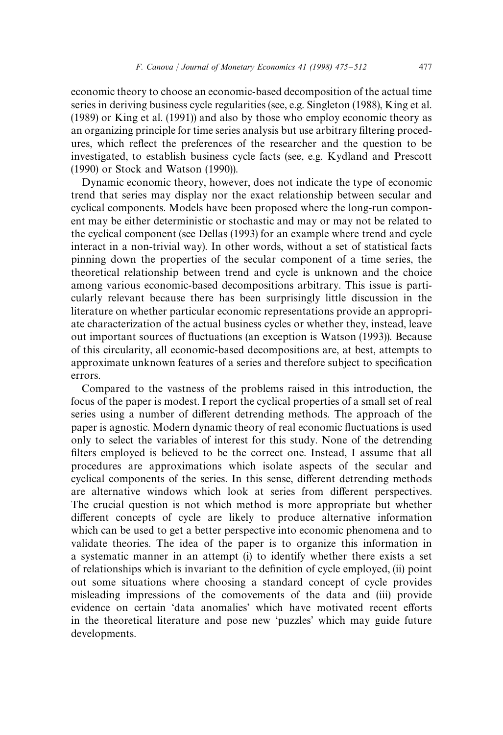economic theory to choose an economic-based decomposition of the actual time series in deriving business cycle regularities (see, e.g. Singleton (1988), King et al. (1989) or King et al. (1991)) and also by those who employ economic theory as an organizing principle for time series analysis but use arbitrary filtering procedures, which reflect the preferences of the researcher and the question to be investigated, to establish business cycle facts (see, e.g. Kydland and Prescott (1990) or Stock and Watson (1990)).

Dynamic economic theory, however, does not indicate the type of economic trend that series may display nor the exact relationship between secular and cyclical components. Models have been proposed where the long-run component may be either deterministic or stochastic and may or may not be related to the cyclical component (see Dellas (1993) for an example where trend and cycle interact in a non-trivial way). In other words, without a set of statistical facts pinning down the properties of the secular component of a time series, the theoretical relationship between trend and cycle is unknown and the choice among various economic-based decompositions arbitrary. This issue is particularly relevant because there has been surprisingly little discussion in the literature on whether particular economic representations provide an appropriate characterization of the actual business cycles or whether they, instead, leave out important sources of fluctuations (an exception is Watson (1993)). Because of this circularity, all economic-based decompositions are, at best, attempts to approximate unknown features of a series and therefore subject to specification errors.

Compared to the vastness of the problems raised in this introduction, the focus of the paper is modest. I report the cyclical properties of a small set of real series using a number of different detrending methods. The approach of the paper is agnostic. Modern dynamic theory of real economic fluctuations is used only to select the variables of interest for this study. None of the detrending filters employed is believed to be the correct one. Instead, I assume that all procedures are approximations which isolate aspects of the secular and cyclical components of the series. In this sense, different detrending methods are alternative windows which look at series from different perspectives. The crucial question is not which method is more appropriate but whether different concepts of cycle are likely to produce alternative information which can be used to get a better perspective into economic phenomena and to validate theories. The idea of the paper is to organize this information in a systematic manner in an attempt (i) to identify whether there exists a set of relationships which is invariant to the definition of cycle employed, (ii) point out some situations where choosing a standard concept of cycle provides misleading impressions of the comovements of the data and (iii) provide evidence on certain 'data anomalies' which have motivated recent efforts in the theoretical literature and pose new 'puzzles' which may guide future developments.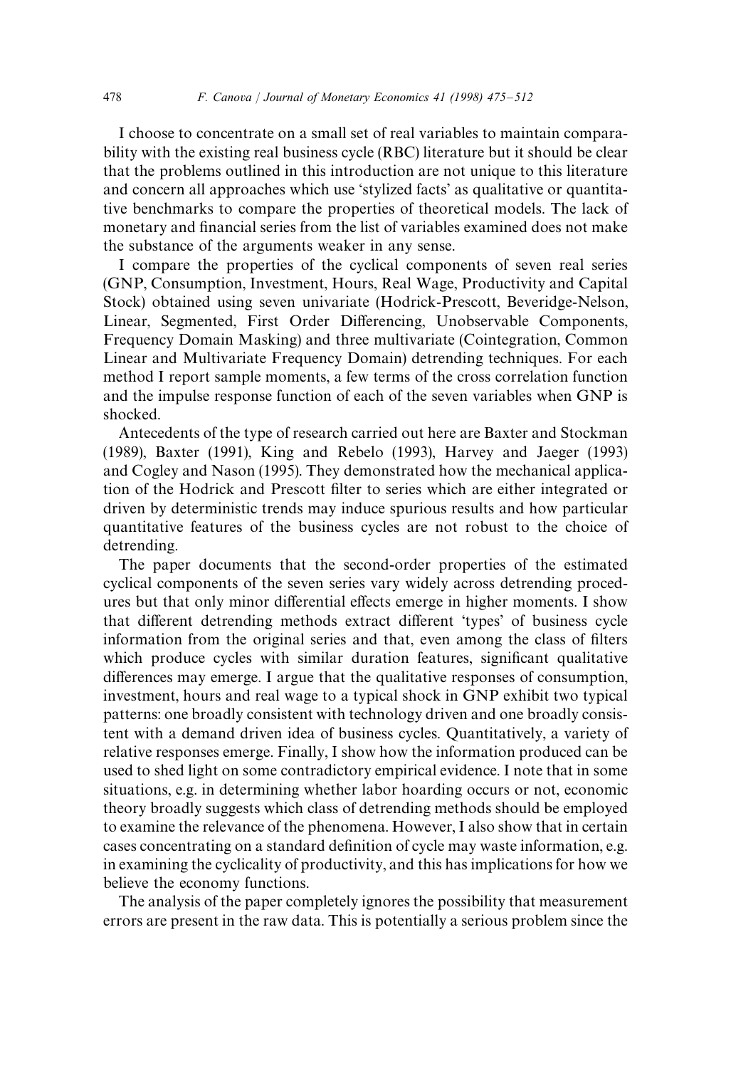I choose to concentrate on a small set of real variables to maintain comparability with the existing real business cycle (RBC) literature but it should be clear that the problems outlined in this introduction are not unique to this literature and concern all approaches which use 'stylized facts' as qualitative or quantitative benchmarks to compare the properties of theoretical models. The lack of monetary and financial series from the list of variables examined does not make the substance of the arguments weaker in any sense.

I compare the properties of the cyclical components of seven real series (GNP, Consumption, Investment, Hours, Real Wage, Productivity and Capital Stock) obtained using seven univariate (Hodrick-Prescott, Beveridge-Nelson, Linear, Segmented, First Order Differencing, Unobservable Components, Frequency Domain Masking) and three multivariate (Cointegration, Common Linear and Multivariate Frequency Domain) detrending techniques. For each method I report sample moments, a few terms of the cross correlation function and the impulse response function of each of the seven variables when GNP is shocked.

Antecedents of the type of research carried out here are Baxter and Stockman (1989), Baxter (1991), King and Rebelo (1993), Harvey and Jaeger (1993) and Cogley and Nason (1995). They demonstrated how the mechanical application of the Hodrick and Prescott filter to series which are either integrated or driven by deterministic trends may induce spurious results and how particular quantitative features of the business cycles are not robust to the choice of detrending.

The paper documents that the second-order properties of the estimated cyclical components of the seven series vary widely across detrending procedures but that only minor differential effects emerge in higher moments. I show that different detrending methods extract different 'types' of business cycle information from the original series and that, even among the class of filters which produce cycles with similar duration features, significant qualitative differences may emerge. I argue that the qualitative responses of consumption, investment, hours and real wage to a typical shock in GNP exhibit two typical patterns: one broadly consistent with technology driven and one broadly consistent with a demand driven idea of business cycles. Quantitatively, a variety of relative responses emerge. Finally, I show how the information produced can be used to shed light on some contradictory empirical evidence. I note that in some situations, e.g. in determining whether labor hoarding occurs or not, economic theory broadly suggests which class of detrending methods should be employed to examine the relevance of the phenomena. However, I also show that in certain cases concentrating on a standard definition of cycle may waste information, e.g. in examining the cyclicality of productivity, and this has implications for how we believe the economy functions.

The analysis of the paper completely ignores the possibility that measurement errors are present in the raw data. This is potentially a serious problem since the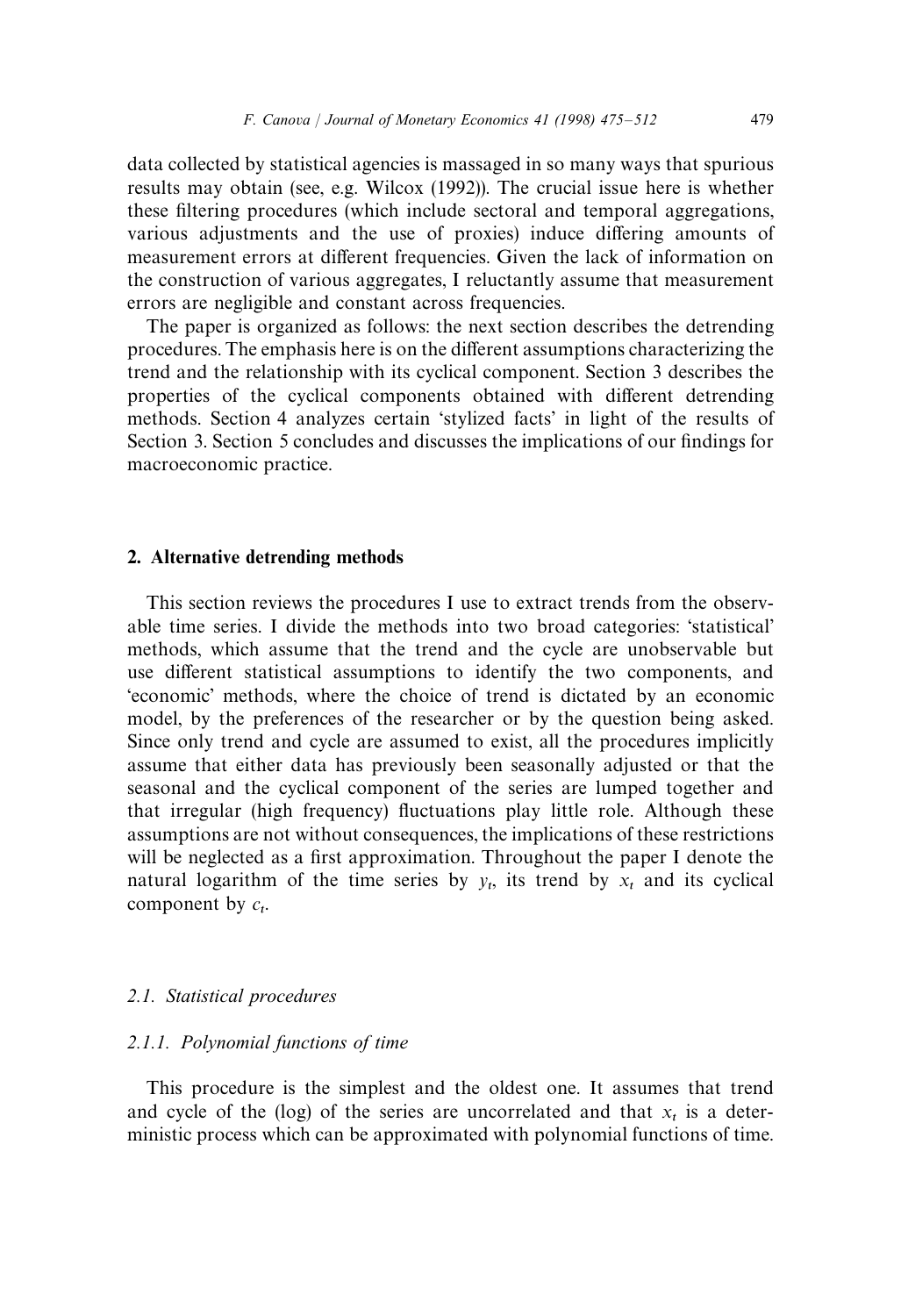data collected by statistical agencies is massaged in so many ways that spurious results may obtain (see, e.g. Wilcox (1992)). The crucial issue here is whether these filtering procedures (which include sectoral and temporal aggregations, various adjustments and the use of proxies) induce differing amounts of measurement errors at different frequencies. Given the lack of information on the construction of various aggregates, I reluctantly assume that measurement errors are negligible and constant across frequencies.

The paper is organized as follows: the next section describes the detrending procedures. The emphasis here is on the different assumptions characterizing the trend and the relationship with its cyclical component. Section 3 describes the properties of the cyclical components obtained with different detrending methods. Section 4 analyzes certain 'stylized facts' in light of the results of Section 3. Section 5 concludes and discusses the implications of our findings for macroeconomic practice.

## 2. Alternative detrending methods

This section reviews the procedures I use to extract trends from the observable time series. I divide the methods into two broad categories: 'statistical' methods, which assume that the trend and the cycle are unobservable but use different statistical assumptions to identify the two components, and 'economic' methods, where the choice of trend is dictated by an economic model, by the preferences of the researcher or by the question being asked. Since only trend and cycle are assumed to exist, all the procedures implicitly assume that either data has previously been seasonally adjusted or that the seasonal and the cyclical component of the series are lumped together and that irregular (high frequency) fluctuations play little role. Although these assumptions are not without consequences, the implications of these restrictions will be neglected as a first approximation. Throughout the paper I denote the natural logarithm of the time series by $y_t$, its trend by $x_t$ and its cyclical component by $c_t$.

### 2.1. Statistical procedures

#### 2.1.1. Polynomial functions of time

This procedure is the simplest and the oldest one. It assumes that trend and cycle of the (log) of the series are uncorrelated and that $x_t$ is a deterministic process which can be approximated with polynomial functions of time.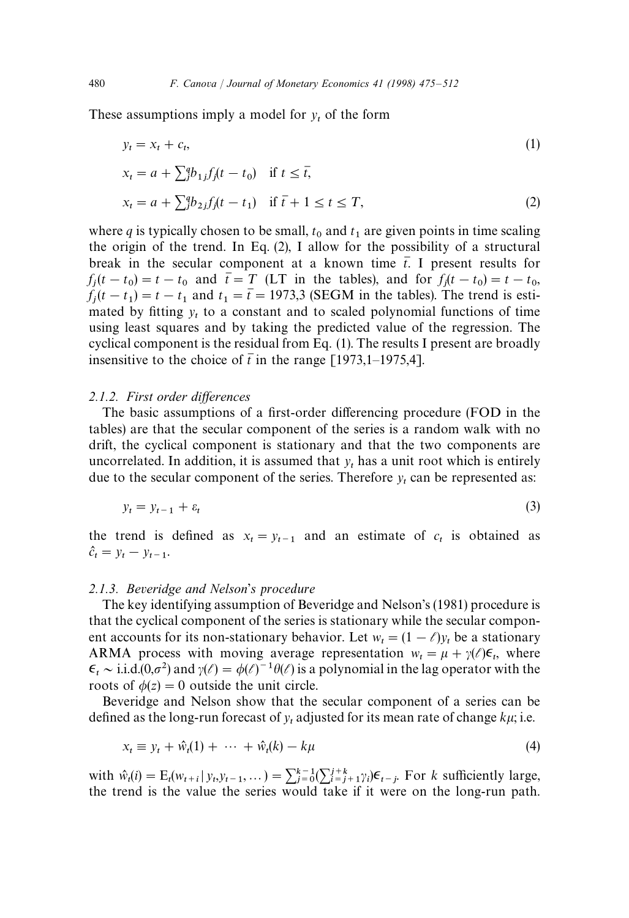These assumptions imply a model for $y_t$ of the form

$$y_t = x_t + c_t, \tag{1}$$

$$x_t = a + \textstyle\sum_j^q b_{1j} f_j(t - t_0) \quad \text{if } t \leq \bar{t},$$

$$x_t = a + \textstyle\sum_j^q b_{2j} f_j(t - t_1) \quad \text{if } \bar{t} + 1 \leq t \leq T, \tag{2}$$

where $q$ is typically chosen to be small, $t_0$ and $t_1$ are given points in time scaling the origin of the trend. In Eq. (2), I allow for the possibility of a structural break in the secular component at a known time $\bar{t}$. I present results for $f_j(t - t_0) = t - t_0$ and $\bar{t} = T$ (LT in the tables), and for $f_j(t - t_0) = t - t_0$, $f_j(t - t_1) = t - t_1$ and $t_1 = \bar{t} = 1973{,}3$ (SEGM in the tables). The trend is estimated by fitting $y_t$ to a constant and to scaled polynomial functions of time using least squares and by taking the predicted value of the regression. The cyclical component is the residual from Eq. (1). The results I present are broadly insensitive to the choice of $\bar{t}$ in the range [1973,1–1975,4].

### 2.1.2. *First order differences*

The basic assumptions of a first-order differencing procedure (FOD in the tables) are that the secular component of the series is a random walk with no drift, the cyclical component is stationary and that the two components are uncorrelated. In addition, it is assumed that $y_t$ has a unit root which is entirely due to the secular component of the series. Therefore $y_t$ can be represented as:

$$y_t = y_{t-1} + \varepsilon_t \tag{3}$$

the trend is defined as $x_t = y_{t-1}$ and an estimate of $c_t$ is obtained as $\hat{c}_t = y_t - y_{t-1}$.

### 2.1.3. *Beveridge and Nelson's procedure*

The key identifying assumption of Beveridge and Nelson's (1981) procedure is that the cyclical component of the series is stationary while the secular component accounts for its non-stationary behavior. Let $w_t = (1 - \ell)y_t$ be a stationary ARMA process with moving average representation $w_t = \mu + \gamma(\ell)\epsilon_t$, where $\epsilon_t \sim \text{i.i.d.}(0,\sigma^2)$ and $\gamma(\ell) = \phi(\ell)^{-1}\theta(\ell)$ is a polynomial in the lag operator with the roots of $\phi(z) = 0$ outside the unit circle.

Beveridge and Nelson show that the secular component of a series can be defined as the long-run forecast of $y_t$ adjusted for its mean rate of change $k\mu$; i.e.

$$x_t \equiv y_t + \hat{w}_t(1) + \cdots + \hat{w}_t(k) - k\mu \tag{4}$$

with $\hat{w}_t(i) = \mathrm{E}_t(w_{t+i} \mid y_t, y_{t-1}, \ldots) = \sum_{j=0}^{k-1}(\sum_{i=j+1}^{j+k} \gamma_i)\epsilon_{t-j}$. For $k$ sufficiently large, the trend is the value the series would take if it were on the long-run path.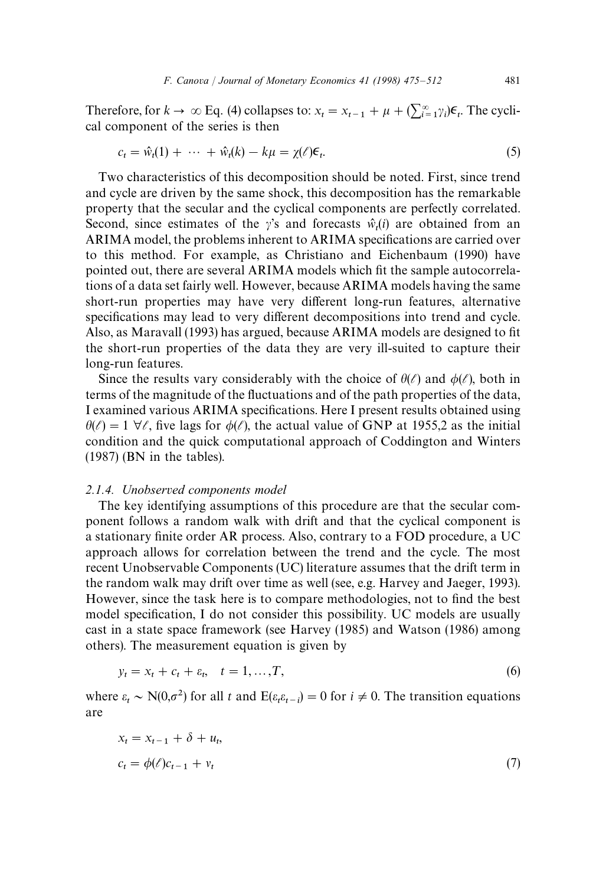Therefore, for $k \to \infty$ Eq. (4) collapses to: $x_t = x_{t-1} + \mu + (\sum_{i=1}^{\infty}\gamma_i)\epsilon_t$. The cyclical component of the series is then

$$c_t = \hat{w}_t(1) + \cdots + \hat{w}_t(k) - k\mu = \chi(\ell)\epsilon_t. \tag{5}$$

Two characteristics of this decomposition should be noted. First, since trend and cycle are driven by the same shock, this decomposition has the remarkable property that the secular and the cyclical components are perfectly correlated. Second, since estimates of the $\gamma$'s and forecasts $\hat{w}_t(i)$ are obtained from an ARIMA model, the problems inherent to ARIMA specifications are carried over to this method. For example, as Christiano and Eichenbaum (1990) have pointed out, there are several ARIMA models which fit the sample autocorrelations of a data set fairly well. However, because ARIMA models having the same short-run properties may have very different long-run features, alternative specifications may lead to very different decompositions into trend and cycle. Also, as Maravall (1993) has argued, because ARIMA models are designed to fit the short-run properties of the data they are very ill-suited to capture their long-run features.

Since the results vary considerably with the choice of $\theta(\ell)$ and $\phi(\ell)$, both in terms of the magnitude of the fluctuations and of the path properties of the data, I examined various ARIMA specifications. Here I present results obtained using $\theta(\ell) = 1 \ \forall \ell$, five lags for $\phi(\ell)$, the actual value of GNP at 1955,2 as the initial condition and the quick computational approach of Coddington and Winters (1987) (BN in the tables).

#### *2.1.4. Unobserved components model*

The key identifying assumptions of this procedure are that the secular component follows a random walk with drift and that the cyclical component is a stationary finite order AR process. Also, contrary to a FOD procedure, a UC approach allows for correlation between the trend and the cycle. The most recent Unobservable Components (UC) literature assumes that the drift term in the random walk may drift over time as well (see, e.g. Harvey and Jaeger, 1993). However, since the task here is to compare methodologies, not to find the best model specification, I do not consider this possibility. UC models are usually cast in a state space framework (see Harvey (1985) and Watson (1986) among others). The measurement equation is given by

$$y_t = x_t + c_t + \varepsilon_t, \quad t = 1, \ldots, T, \tag{6}$$

where $\varepsilon_t \sim \mathrm{N}(0,\sigma^2)$ for all $t$ and $\mathrm{E}(\varepsilon_t \varepsilon_{t-i}) = 0$ for $i \neq 0$. The transition equations are

$$\begin{aligned} x_t &= x_{t-1} + \delta + u_t, \\ c_t &= \phi(\ell)c_{t-1} + v_t \end{aligned} \tag{7}$$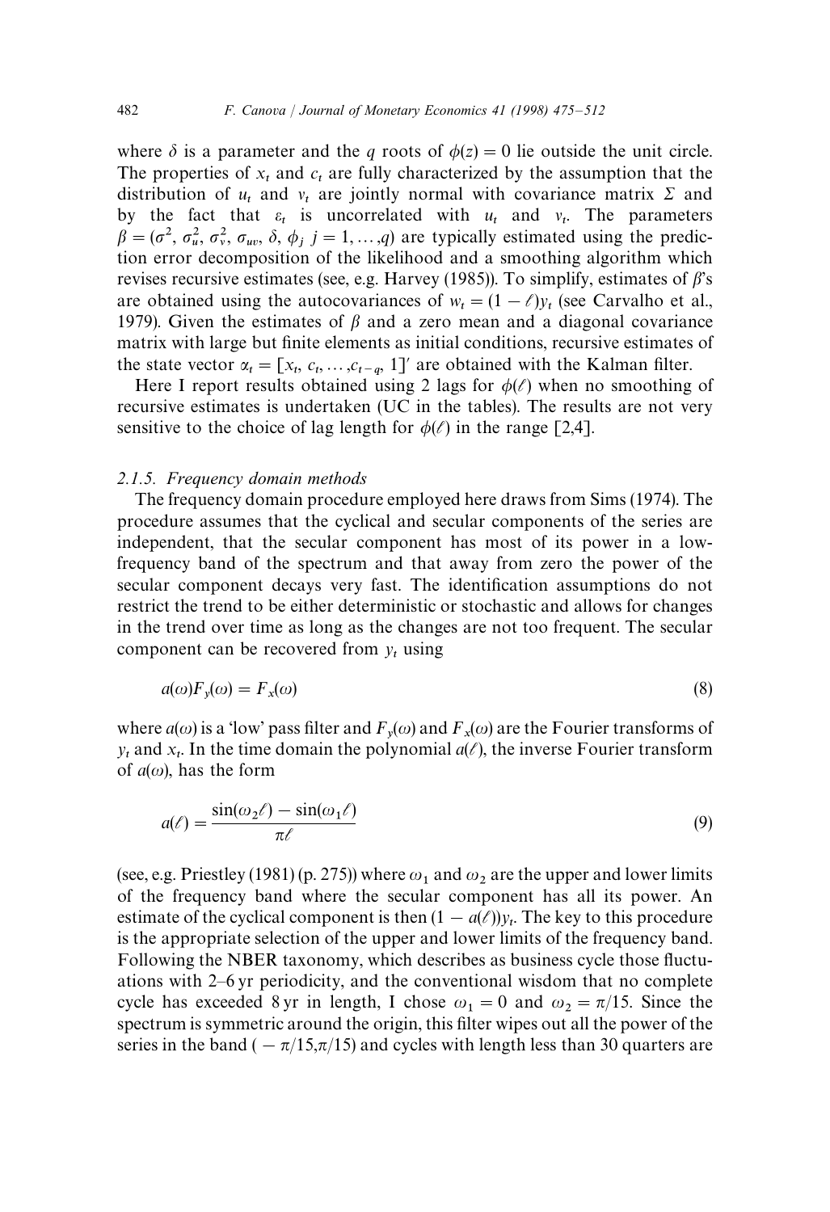where $\delta$ is a parameter and the $q$ roots of $\phi(z) = 0$ lie outside the unit circle. The properties of $x_t$ and $c_t$ are fully characterized by the assumption that the distribution of $u_t$ and $v_t$ are jointly normal with covariance matrix $\Sigma$ and by the fact that $\varepsilon_t$ is uncorrelated with $u_t$ and $v_t$. The parameters $\beta = (\sigma^2, \sigma_u^2, \sigma_v^2, \sigma_{uv}, \delta, \phi_j \; j = 1, \ldots, q)$ are typically estimated using the prediction error decomposition of the likelihood and a smoothing algorithm which revises recursive estimates (see, e.g. Harvey (1985)). To simplify, estimates of $\beta$'s are obtained using the autocovariances of $w_t = (1 - \ell)y_t$ (see Carvalho et al., 1979). Given the estimates of $\beta$ and a zero mean and a diagonal covariance matrix with large but finite elements as initial conditions, recursive estimates of the state vector $\alpha_t = [x_t, c_t, \ldots, c_{t-q}, 1]'$ are obtained with the Kalman filter.

Here I report results obtained using 2 lags for $\phi(\ell)$ when no smoothing of recursive estimates is undertaken (UC in the tables). The results are not very sensitive to the choice of lag length for $\phi(\ell)$ in the range [2,4].

### 2.1.5. Frequency domain methods

The frequency domain procedure employed here draws from Sims (1974). The procedure assumes that the cyclical and secular components of the series are independent, that the secular component has most of its power in a low-frequency band of the spectrum and that away from zero the power of the secular component decays very fast. The identification assumptions do not restrict the trend to be either deterministic or stochastic and allows for changes in the trend over time as long as the changes are not too frequent. The secular component can be recovered from $y_t$ using

$$a(\omega)F_y(\omega) = F_x(\omega) \tag{8}$$

where $a(\omega)$ is a 'low' pass filter and $F_y(\omega)$ and $F_x(\omega)$ are the Fourier transforms of $y_t$ and $x_t$. In the time domain the polynomial $a(\ell)$, the inverse Fourier transform of $a(\omega)$, has the form

$$a(\ell) = \frac{\sin(\omega_2 \ell) - \sin(\omega_1 \ell)}{\pi \ell} \tag{9}$$

(see, e.g. Priestley (1981) (p. 275)) where $\omega_1$ and $\omega_2$ are the upper and lower limits of the frequency band where the secular component has all its power. An estimate of the cyclical component is then $(1 - a(\ell))y_t$. The key to this procedure is the appropriate selection of the upper and lower limits of the frequency band. Following the NBER taxonomy, which describes as business cycle those fluctuations with 2–6 yr periodicity, and the conventional wisdom that no complete cycle has exceeded 8 yr in length, I chose $\omega_1 = 0$ and $\omega_2 = \pi/15$. Since the spectrum is symmetric around the origin, this filter wipes out all the power of the series in the band $(-\pi/15, \pi/15)$ and cycles with length less than 30 quarters are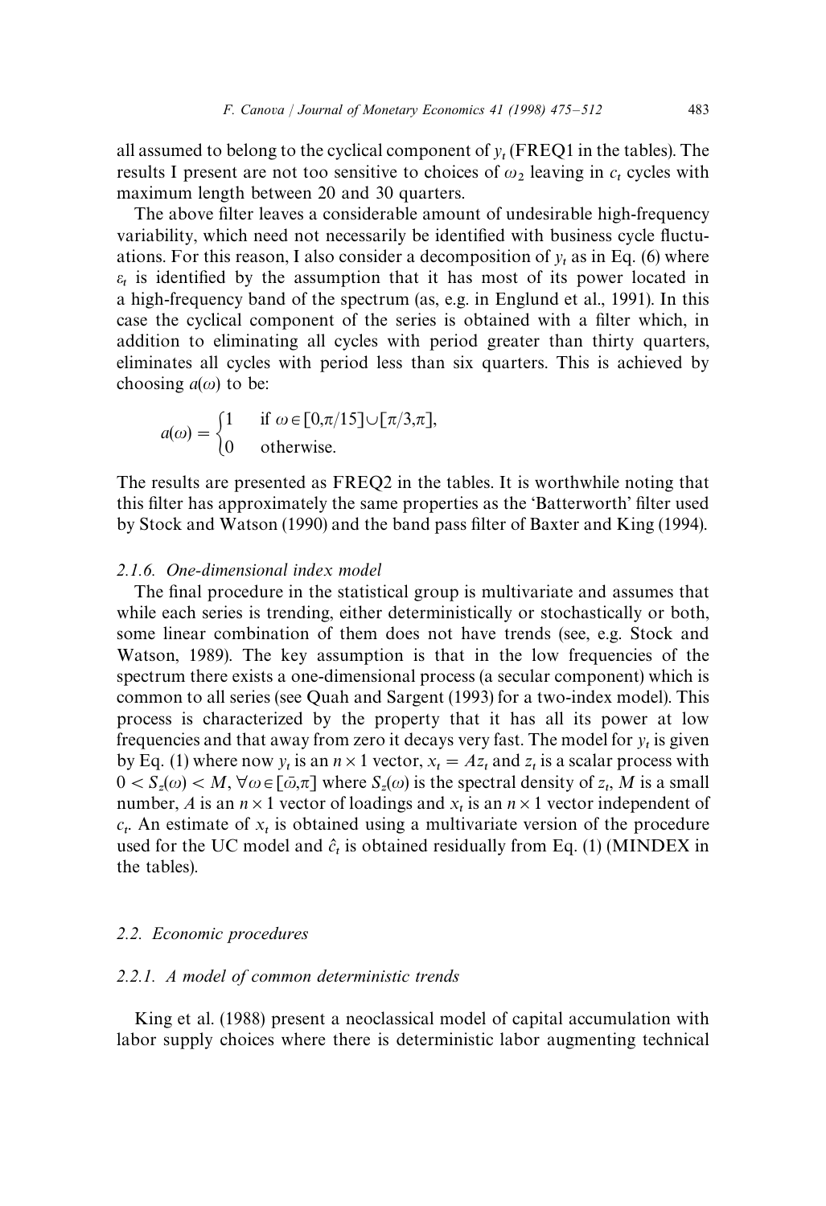all assumed to belong to the cyclical component of $y_t$ (FREQ1 in the tables). The results I present are not too sensitive to choices of $\omega_2$ leaving in $c_t$ cycles with maximum length between 20 and 30 quarters.

The above filter leaves a considerable amount of undesirable high-frequency variability, which need not necessarily be identified with business cycle fluctuations. For this reason, I also consider a decomposition of $y_t$ as in Eq. (6) where $\varepsilon_t$ is identified by the assumption that it has most of its power located in a high-frequency band of the spectrum (as, e.g. in Englund et al., 1991). In this case the cyclical component of the series is obtained with a filter which, in addition to eliminating all cycles with period greater than thirty quarters, eliminates all cycles with period less than six quarters. This is achieved by choosing $a(\omega)$ to be:

$$a(\omega) = \begin{cases} 1 & \text{if } \omega \in [0,\pi/15] \cup [\pi/3,\pi], \\ 0 & \text{otherwise.} \end{cases}$$

The results are presented as FREQ2 in the tables. It is worthwhile noting that this filter has approximately the same properties as the 'Batterworth' filter used by Stock and Watson (1990) and the band pass filter of Baxter and King (1994).

#### *2.1.6. One-dimensional index model*

The final procedure in the statistical group is multivariate and assumes that while each series is trending, either deterministically or stochastically or both, some linear combination of them does not have trends (see, e.g. Stock and Watson, 1989). The key assumption is that in the low frequencies of the spectrum there exists a one-dimensional process (a secular component) which is common to all series (see Quah and Sargent (1993) for a two-index model). This process is characterized by the property that it has all its power at low frequencies and that away from zero it decays very fast. The model for $y_t$ is given by Eq. (1) where now $y_t$ is an $n \times 1$ vector, $x_t = Az_t$ and $z_t$ is a scalar process with $0 < S_z(\omega) < M$, $\forall \omega \in [\bar{\omega},\pi]$ where $S_z(\omega)$ is the spectral density of $z_t$, $M$ is a small number, $A$ is an $n \times 1$ vector of loadings and $x_t$ is an $n \times 1$ vector independent of $c_t$. An estimate of $x_t$ is obtained using a multivariate version of the procedure used for the UC model and $\hat{c}_t$ is obtained residually from Eq. (1) (MINDEX in the tables).

### *2.2. Economic procedures*

#### *2.2.1. A model of common deterministic trends*

King et al. (1988) present a neoclassical model of capital accumulation with labor supply choices where there is deterministic labor augmenting technical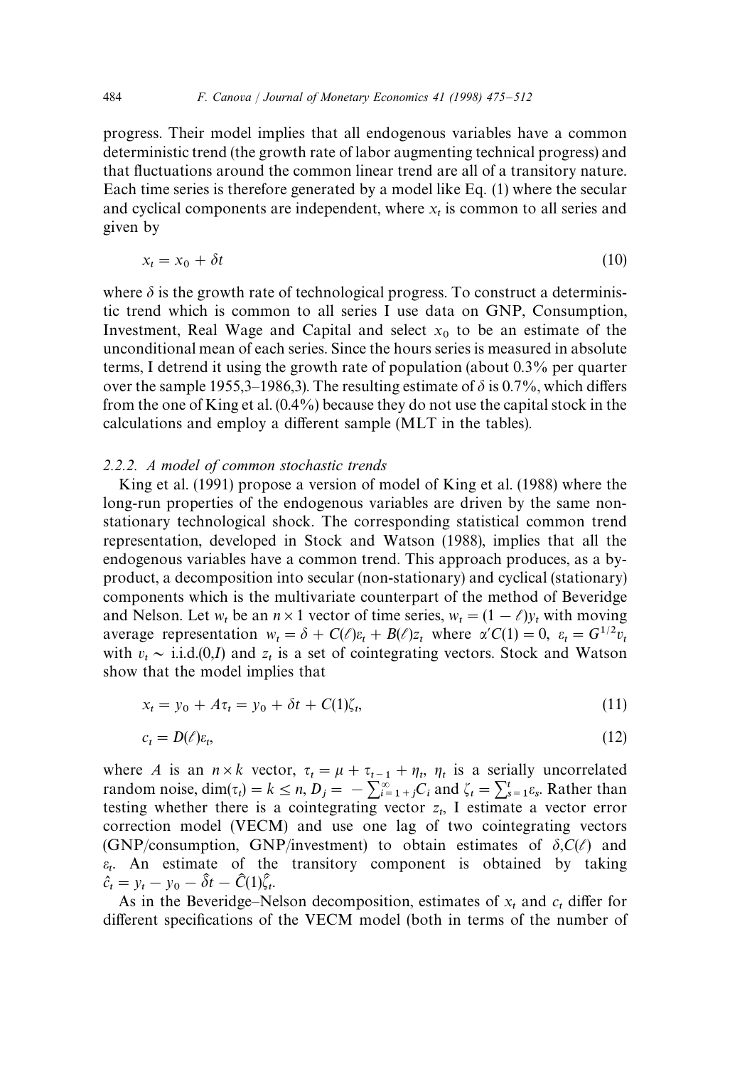progress. Their model implies that all endogenous variables have a common deterministic trend (the growth rate of labor augmenting technical progress) and that fluctuations around the common linear trend are all of a transitory nature. Each time series is therefore generated by a model like Eq. (1) where the secular and cyclical components are independent, where $x_t$ is common to all series and given by

$$x_t = x_0 + \delta t \tag{10}$$

where $\delta$ is the growth rate of technological progress. To construct a deterministic trend which is common to all series I use data on GNP, Consumption, Investment, Real Wage and Capital and select $x_0$ to be an estimate of the unconditional mean of each series. Since the hours series is measured in absolute terms, I detrend it using the growth rate of population (about 0.3% per quarter over the sample 1955,3–1986,3). The resulting estimate of $\delta$ is 0.7%, which differs from the one of King et al. (0.4%) because they do not use the capital stock in the calculations and employ a different sample (MLT in the tables).

### 2.2.2. A model of common stochastic trends

King et al. (1991) propose a version of model of King et al. (1988) where the long-run properties of the endogenous variables are driven by the same non-stationary technological shock. The corresponding statistical common trend representation, developed in Stock and Watson (1988), implies that all the endogenous variables have a common trend. This approach produces, as a by-product, a decomposition into secular (non-stationary) and cyclical (stationary) components which is the multivariate counterpart of the method of Beveridge and Nelson. Let $w_t$ be an $n \times 1$ vector of time series, $w_t = (1-\ell)y_t$ with moving average representation $w_t = \delta + C(\ell)\varepsilon_t + B(\ell)z_t$ where $\alpha' C(1) = 0$, $\varepsilon_t = G^{1/2}v_t$ with $v_t \sim$ i.i.d.$(0,I)$ and $z_t$ is a set of cointegrating vectors. Stock and Watson show that the model implies that

$$x_t = y_0 + A\tau_t = y_0 + \delta t + C(1)\zeta_t, \tag{11}$$

$$c_t = D(\ell)\varepsilon_t, \tag{12}$$

where $A$ is an $n \times k$ vector, $\tau_t = \mu + \tau_{t-1} + \eta_t$, $\eta_t$ is a serially uncorrelated random noise, $\dim(\tau_t) = k \leq n$, $D_j = -\sum_{i=1+j}^{\infty} C_i$ and $\zeta_t = \sum_{s=1}^{t} \varepsilon_s$. Rather than testing whether there is a cointegrating vector $z_t$, I estimate a vector error correction model (VECM) and use one lag of two cointegrating vectors (GNP/consumption, GNP/investment) to obtain estimates of $\delta, C(\ell)$ and $\varepsilon_t$. An estimate of the transitory component is obtained by taking $\hat{c}_t = y_t - y_0 - \hat{\delta}t - \hat{C}(1)\hat{\zeta}_t$.

As in the Beveridge–Nelson decomposition, estimates of $x_t$ and $c_t$ differ for different specifications of the VECM model (both in terms of the number of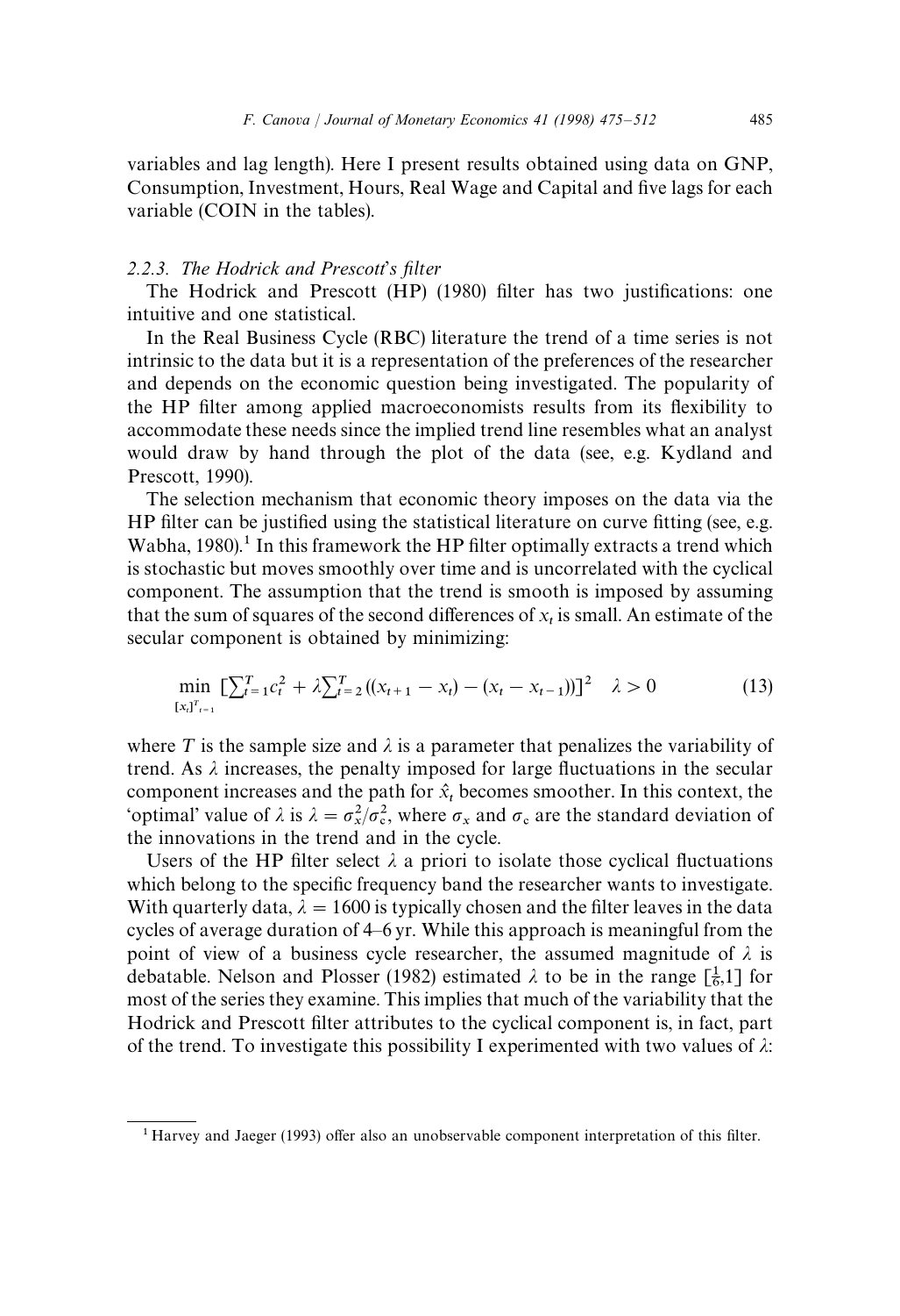variables and lag length). Here I present results obtained using data on GNP, Consumption, Investment, Hours, Real Wage and Capital and five lags for each variable (COIN in the tables).

### 2.2.3. The Hodrick and Prescott's filter

The Hodrick and Prescott (HP) (1980) filter has two justifications: one intuitive and one statistical.

In the Real Business Cycle (RBC) literature the trend of a time series is not intrinsic to the data but it is a representation of the preferences of the researcher and depends on the economic question being investigated. The popularity of the HP filter among applied macroeconomists results from its flexibility to accommodate these needs since the implied trend line resembles what an analyst would draw by hand through the plot of the data (see, e.g. Kydland and Prescott, 1990).

The selection mechanism that economic theory imposes on the data via the HP filter can be justified using the statistical literature on curve fitting (see, e.g. Wabha, 1980).[1] In this framework the HP filter optimally extracts a trend which is stochastic but moves smoothly over time and is uncorrelated with the cyclical component. The assumption that the trend is smooth is imposed by assuming that the sum of squares of the second differences of $x_t$ is small. An estimate of the secular component is obtained by minimizing:

$$\min_{[x_t]_{t=1}^{T}} \left[\sum_{t=1}^{T} c_t^2 + \lambda \sum_{t=2}^{T} ((x_{t+1} - x_t) - (x_t - x_{t-1}))\right]^2 \quad \lambda > 0 \tag{13}$$

where $T$ is the sample size and $\lambda$ is a parameter that penalizes the variability of trend. As $\lambda$ increases, the penalty imposed for large fluctuations in the secular component increases and the path for $\hat{x}_t$ becomes smoother. In this context, the 'optimal' value of $\lambda$ is $\lambda = \sigma_x^2/\sigma_c^2$, where $\sigma_x$ and $\sigma_c$ are the standard deviation of the innovations in the trend and in the cycle.

Users of the HP filter select $\lambda$ a priori to isolate those cyclical fluctuations which belong to the specific frequency band the researcher wants to investigate. With quarterly data, $\lambda = 1600$ is typically chosen and the filter leaves in the data cycles of average duration of 4–6 yr. While this approach is meaningful from the point of view of a business cycle researcher, the assumed magnitude of $\lambda$ is debatable. Nelson and Plosser (1982) estimated $\lambda$ to be in the range $[\frac{1}{6},1]$ for most of the series they examine. This implies that much of the variability that the Hodrick and Prescott filter attributes to the cyclical component is, in fact, part of the trend. To investigate this possibility I experimented with two values of $\lambda$:

[1] Harvey and Jaeger (1993) offer also an unobservable component interpretation of this filter.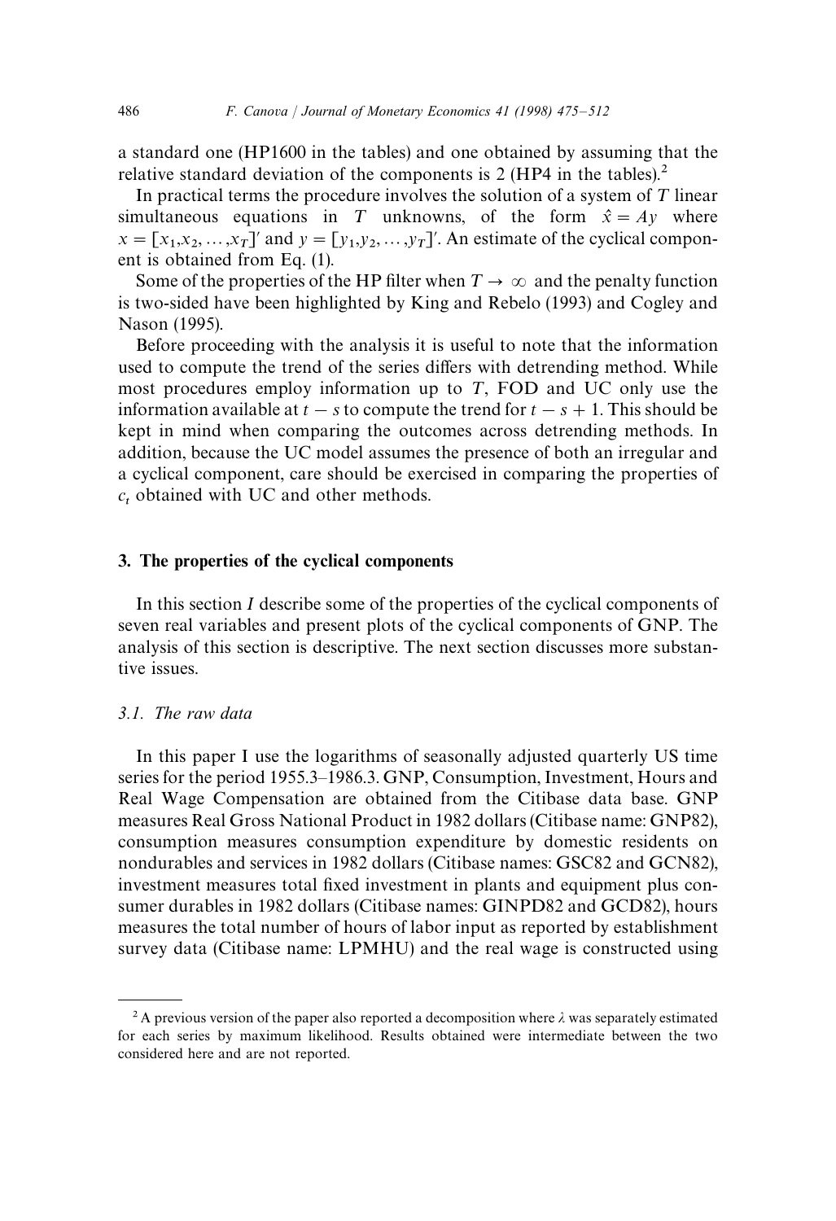a standard one (HP1600 in the tables) and one obtained by assuming that the relative standard deviation of the components is 2 (HP4 in the tables).[2]

In practical terms the procedure involves the solution of a system of $T$ linear simultaneous equations in $T$ unknowns, of the form $\hat{x} = Ay$ where $x = [x_1, x_2, \ldots, x_T]'$ and $y = [y_1, y_2, \ldots, y_T]'$. An estimate of the cyclical component is obtained from Eq. (1).

Some of the properties of the HP filter when $T \to \infty$ and the penalty function is two-sided have been highlighted by King and Rebelo (1993) and Cogley and Nason (1995).

Before proceeding with the analysis it is useful to note that the information used to compute the trend of the series differs with detrending method. While most procedures employ information up to $T$, FOD and UC only use the information available at $t - s$ to compute the trend for $t - s + 1$. This should be kept in mind when comparing the outcomes across detrending methods. In addition, because the UC model assumes the presence of both an irregular and a cyclical component, care should be exercised in comparing the properties of $c_t$ obtained with UC and other methods.

## 3. The properties of the cyclical components

In this section *I* describe some of the properties of the cyclical components of seven real variables and present plots of the cyclical components of GNP. The analysis of this section is descriptive. The next section discusses more substantive issues.

### 3.1. The raw data

In this paper I use the logarithms of seasonally adjusted quarterly US time series for the period 1955.3–1986.3. GNP, Consumption, Investment, Hours and Real Wage Compensation are obtained from the Citibase data base. GNP measures Real Gross National Product in 1982 dollars (Citibase name: GNP82), consumption measures consumption expenditure by domestic residents on nondurables and services in 1982 dollars (Citibase names: GSC82 and GCN82), investment measures total fixed investment in plants and equipment plus consumer durables in 1982 dollars (Citibase names: GINPD82 and GCD82), hours measures the total number of hours of labor input as reported by establishment survey data (Citibase name: LPMHU) and the real wage is constructed using

---

[2] A previous version of the paper also reported a decomposition where $\lambda$ was separately estimated for each series by maximum likelihood. Results obtained were intermediate between the two considered here and are not reported.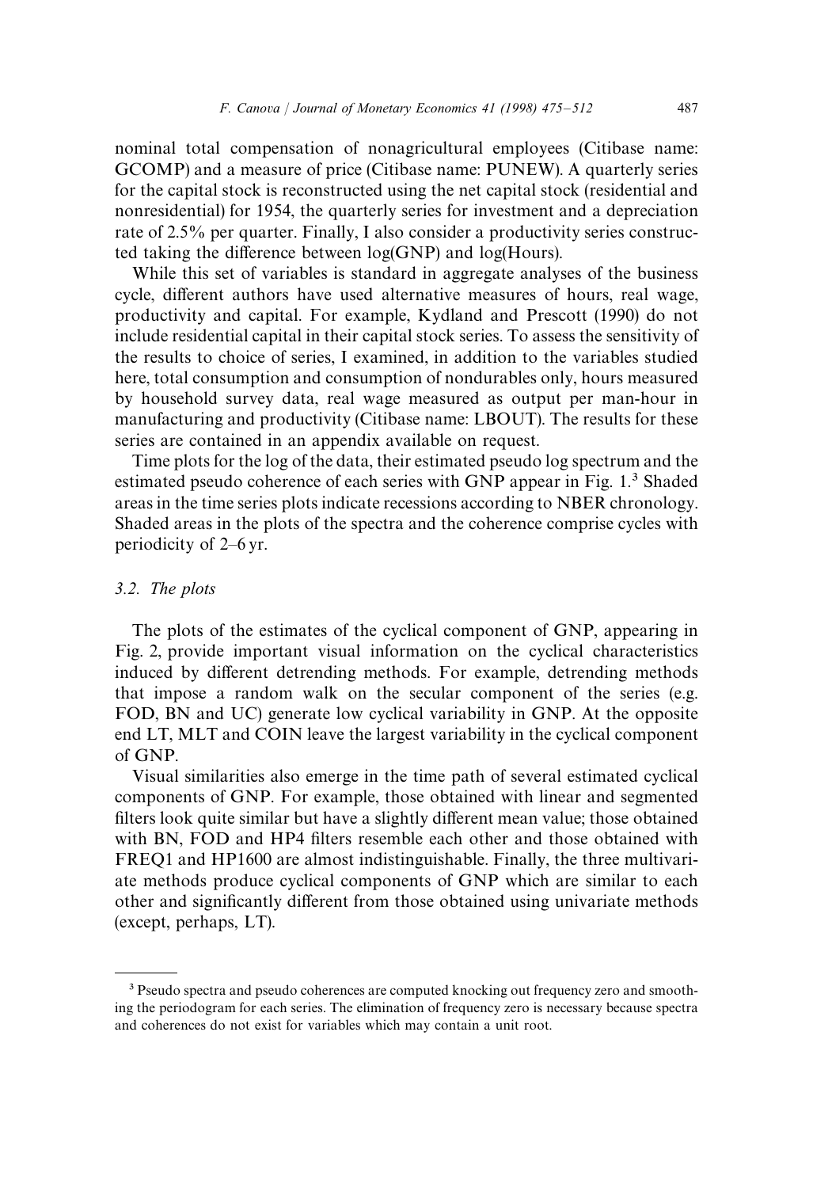nominal total compensation of nonagricultural employees (Citibase name: GCOMP) and a measure of price (Citibase name: PUNEW). A quarterly series for the capital stock is reconstructed using the net capital stock (residential and nonresidential) for 1954, the quarterly series for investment and a depreciation rate of 2.5% per quarter. Finally, I also consider a productivity series constructed taking the difference between log(GNP) and log(Hours).

While this set of variables is standard in aggregate analyses of the business cycle, different authors have used alternative measures of hours, real wage, productivity and capital. For example, Kydland and Prescott (1990) do not include residential capital in their capital stock series. To assess the sensitivity of the results to choice of series, I examined, in addition to the variables studied here, total consumption and consumption of nondurables only, hours measured by household survey data, real wage measured as output per man-hour in manufacturing and productivity (Citibase name: LBOUT). The results for these series are contained in an appendix available on request.

Time plots for the log of the data, their estimated pseudo log spectrum and the estimated pseudo coherence of each series with GNP appear in Fig. 1.[3] Shaded areas in the time series plots indicate recessions according to NBER chronology. Shaded areas in the plots of the spectra and the coherence comprise cycles with periodicity of 2–6 yr.

### *3.2. The plots*

The plots of the estimates of the cyclical component of GNP, appearing in Fig. 2, provide important visual information on the cyclical characteristics induced by different detrending methods. For example, detrending methods that impose a random walk on the secular component of the series (e.g. FOD, BN and UC) generate low cyclical variability in GNP. At the opposite end LT, MLT and COIN leave the largest variability in the cyclical component of GNP.

Visual similarities also emerge in the time path of several estimated cyclical components of GNP. For example, those obtained with linear and segmented filters look quite similar but have a slightly different mean value; those obtained with BN, FOD and HP4 filters resemble each other and those obtained with FREQ1 and HP1600 are almost indistinguishable. Finally, the three multivariate methods produce cyclical components of GNP which are similar to each other and significantly different from those obtained using univariate methods (except, perhaps, LT).

---

[3] Pseudo spectra and pseudo coherences are computed knocking out frequency zero and smoothing the periodogram for each series. The elimination of frequency zero is necessary because spectra and coherences do not exist for variables which may contain a unit root.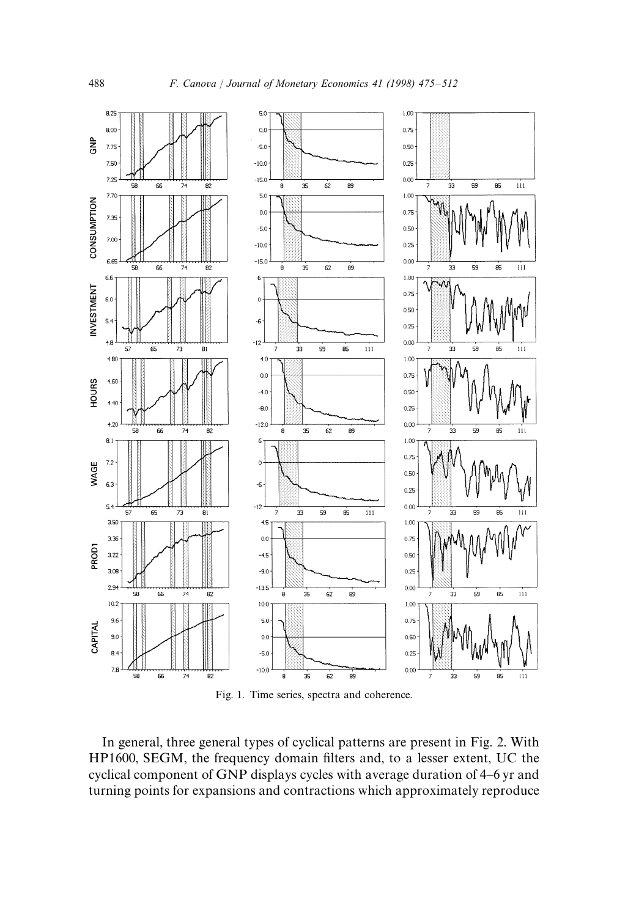Fig. 1. Time series, spectra and coherence.

In general, three general types of cyclical patterns are present in Fig. 2. With HP1600, SEGM, the frequency domain filters and, to a lesser extent, UC the cyclical component of GNP displays cycles with average duration of 4–6 yr and turning points for expansions and contractions which approximately reproduce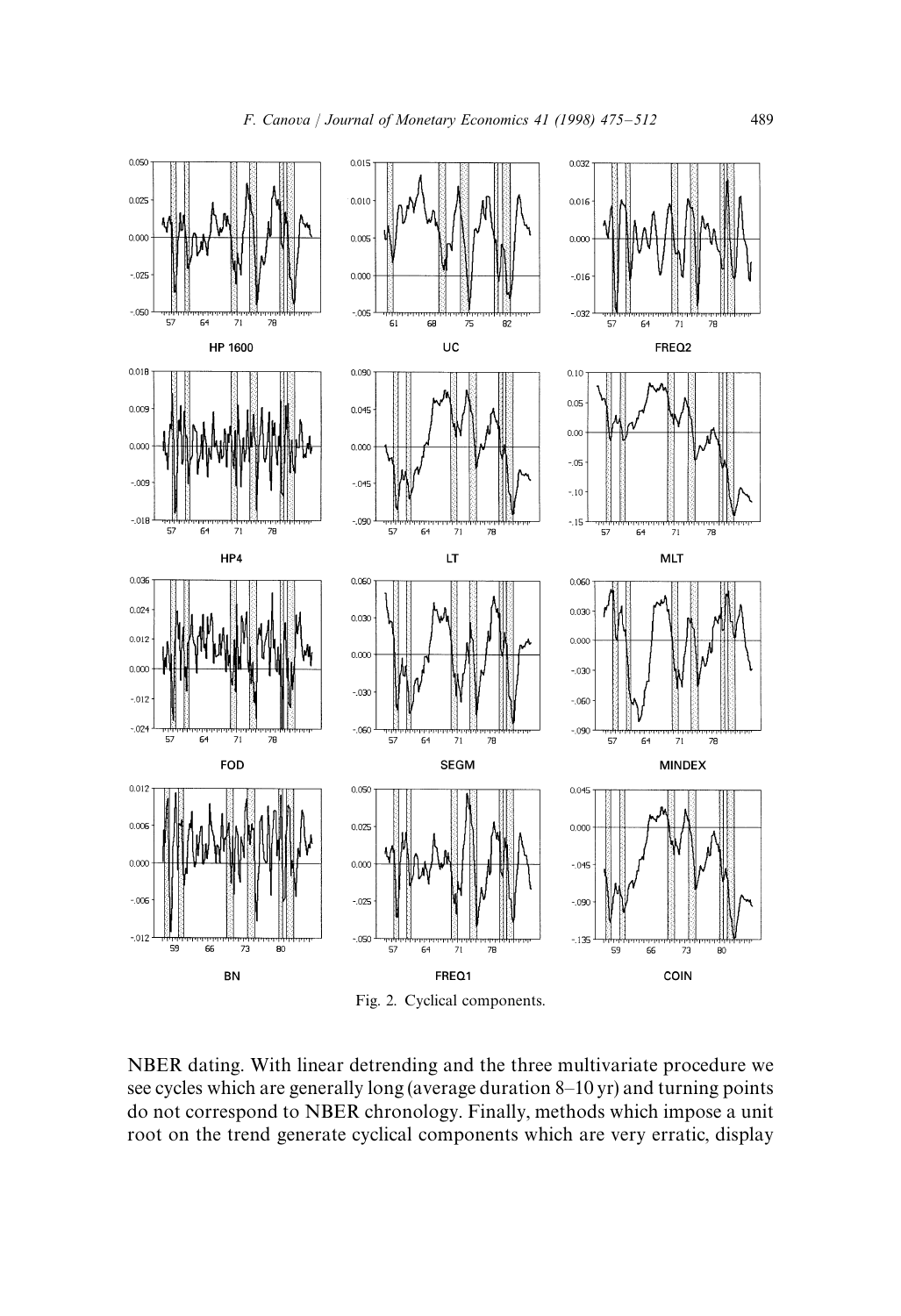Fig. 2. Cyclical components.

NBER dating. With linear detrending and the three multivariate procedure we see cycles which are generally long (average duration 8–10 yr) and turning points do not correspond to NBER chronology. Finally, methods which impose a unit root on the trend generate cyclical components which are very erratic, display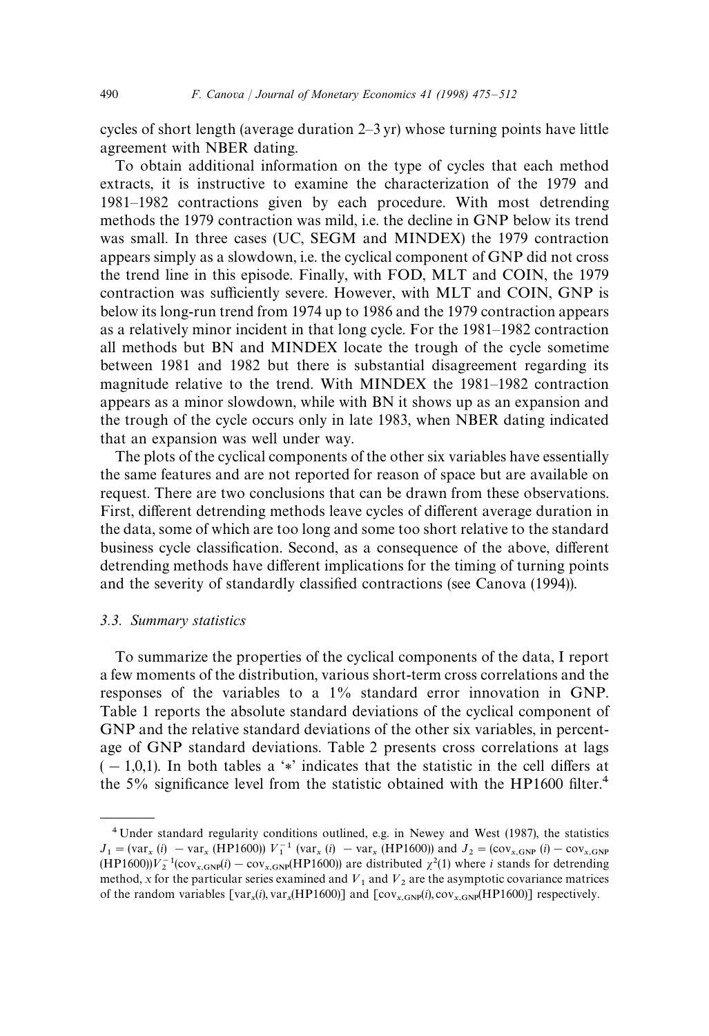cycles of short length (average duration 2–3 yr) whose turning points have little agreement with NBER dating.

To obtain additional information on the type of cycles that each method extracts, it is instructive to examine the characterization of the 1979 and 1981–1982 contractions given by each procedure. With most detrending methods the 1979 contraction was mild, i.e. the decline in GNP below its trend was small. In three cases (UC, SEGM and MINDEX) the 1979 contraction appears simply as a slowdown, i.e. the cyclical component of GNP did not cross the trend line in this episode. Finally, with FOD, MLT and COIN, the 1979 contraction was sufficiently severe. However, with MLT and COIN, GNP is below its long-run trend from 1974 up to 1986 and the 1979 contraction appears as a relatively minor incident in that long cycle. For the 1981–1982 contraction all methods but BN and MINDEX locate the trough of the cycle sometime between 1981 and 1982 but there is substantial disagreement regarding its magnitude relative to the trend. With MINDEX the 1981–1982 contraction appears as a minor slowdown, while with BN it shows up as an expansion and the trough of the cycle occurs only in late 1983, when NBER dating indicated that an expansion was well under way.

The plots of the cyclical components of the other six variables have essentially the same features and are not reported for reason of space but are available on request. There are two conclusions that can be drawn from these observations. First, different detrending methods leave cycles of different average duration in the data, some of which are too long and some too short relative to the standard business cycle classification. Second, as a consequence of the above, different detrending methods have different implications for the timing of turning points and the severity of standardly classified contractions (see Canova (1994)).

### 3.3. Summary statistics

To summarize the properties of the cyclical components of the data, I report a few moments of the distribution, various short-term cross correlations and the responses of the variables to a 1% standard error innovation in GNP. Table 1 reports the absolute standard deviations of the cyclical component of GNP and the relative standard deviations of the other six variables, in percentage of GNP standard deviations. Table 2 presents cross correlations at lags ($-1$,0,1). In both tables a '*' indicates that the statistic in the cell differs at the 5% significance level from the statistic obtained with the HP1600 filter.[4]

---

[4] Under standard regularity conditions outlined, e.g. in Newey and West (1987), the statistics $J_1 = (\text{var}_x\,(i) - \text{var}_x\,(\text{HP1600}))\, V_1^{-1}\, (\text{var}_x\,(i) - \text{var}_x\,(\text{HP1600}))$ and $J_2 = (\text{cov}_{x,\text{GNP}}\,(i) - \text{cov}_{x,\text{GNP}}\,(\text{HP1600}))V_2^{-1}(\text{cov}_{x,\text{GNP}}(i) - \text{cov}_{x,\text{GNP}}(\text{HP1600}))$ are distributed $\chi^2(1)$ where $i$ stands for detrending method, $x$ for the particular series examined and $V_1$ and $V_2$ are the asymptotic covariance matrices of the random variables $[\text{var}_x(i), \text{var}_x(\text{HP1600})]$ and $[\text{cov}_{x,\text{GNP}}(i), \text{cov}_{x,\text{GNP}}(\text{HP1600})]$ respectively.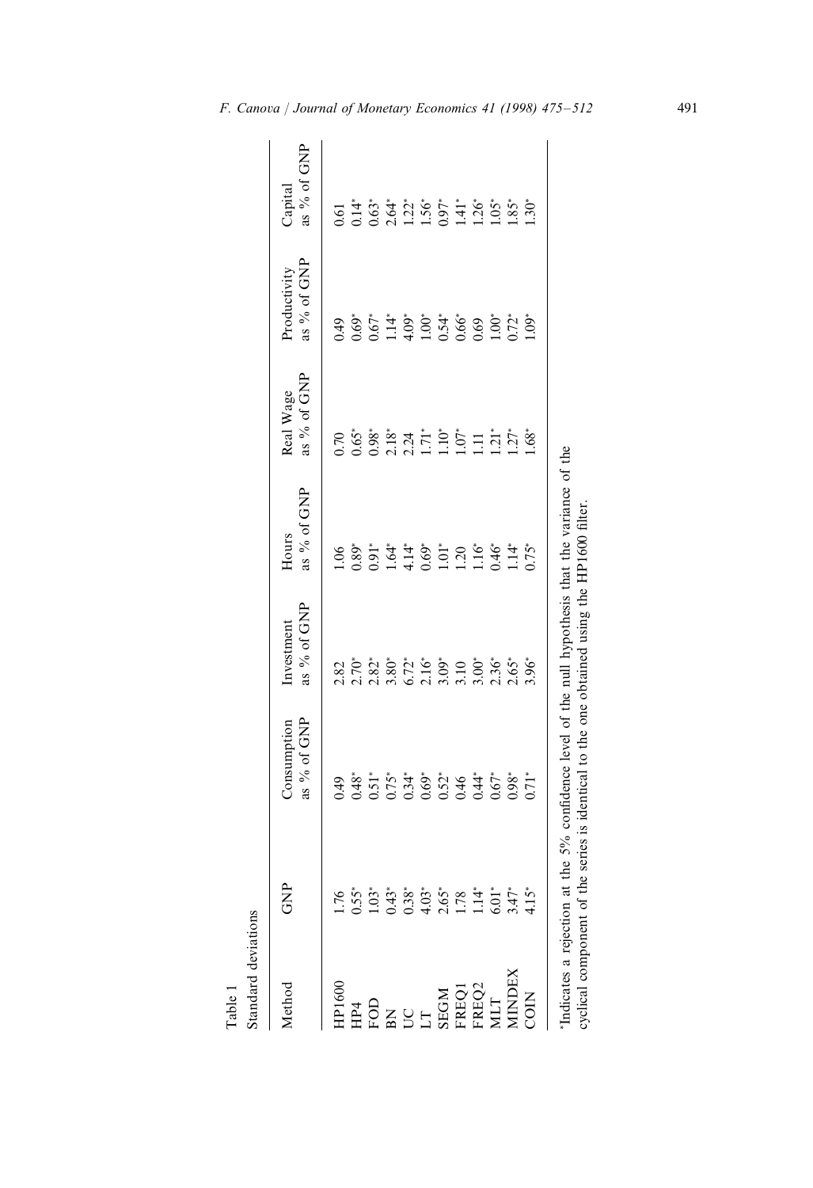Table 1

Standard deviations

| Method | GNP | Consumption as % of GNP | Investment as % of GNP | Hours as % of GNP | Real Wage as % of GNP | Productivity as % of GNP | Capital as % of GNP |
|---|---|---|---|---|---|---|---|
| HP1600 | 1.76 | 0.49 | 2.82 | 1.06 | 0.70 | 0.49 | 0.61 |
| HP4 | 0.55* | 0.48* | 2.70* | 0.89* | 0.65* | 0.69* | 0.14* |
| FOD | 1.03* | 0.51* | 2.82* | 0.91* | 0.98* | 0.67* | 0.63* |
| BN | 0.43* | 0.75* | 3.80* | 1.64* | 2.18* | 1.14* | 2.64* |
| UC | 0.38* | 0.34* | 6.72* | 4.14* | 2.24 | 4.09* | 1.22* |
| LT | 4.03* | 0.69* | 2.16* | 0.69* | 1.71* | 1.00* | 1.56* |
| SEGM | 2.65* | 0.52* | 3.09* | 1.01* | 1.10* | 0.54* | 0.97* |
| FREQ1 | 1.78 | 0.46 | 3.10 | 1.20 | 1.07* | 0.66* | 1.41* |
| FREQ2 | 1.14* | 0.44* | 3.00* | 1.16* | 1.11 | 0.69 | 1.26* |
| MLT | 6.01* | 0.67* | 2.36* | 0.46* | 1.21* | 1.00* | 1.05* |
| MINDEX | 3.47* | 0.98* | 2.65* | 1.14* | 1.27* | 0.72* | 1.85* |
| COIN | 4.15* | 0.71* | 3.96* | 0.75* | 1.68* | 1.09* | 1.30* |

*Indicates a rejection at the 5% confidence level of the null hypothesis that the variance of the cyclical component of the series is identical to the one obtained using the HP1600 filter.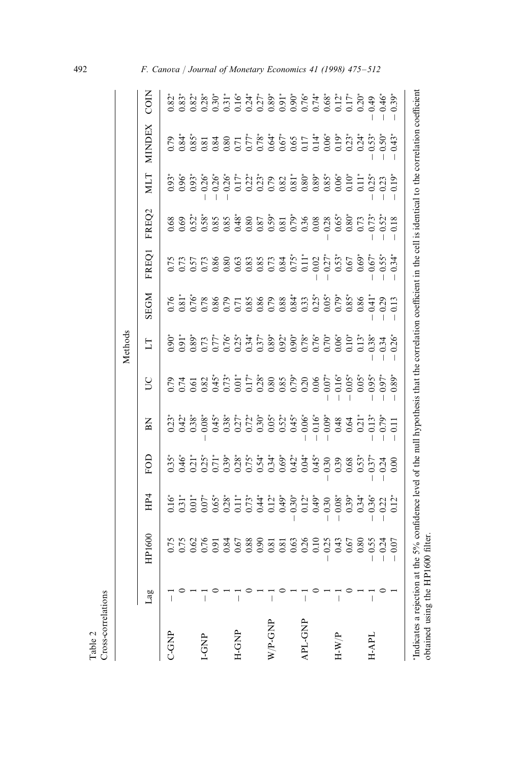Table 2
Cross-correlations

| | Lag | Methods | | | | | | | | | | | | |
|---|---|---|---|---|---|---|---|---|---|---|---|---|---|---|
| | | HP1600 | HP4 | FOD | BN | UC | LT | SEGM | FREQ1 | FREQ2 | MLT | MINDEX | COIN |
| C-GNP | −1 | 0.75 | 0.16* | 0.35* | 0.23* | 0.79 | 0.90* | 0.76 | 0.75 | 0.68 | 0.93* | 0.79 | 0.82* |
| | 0 | 0.75 | 0.31* | 0.46* | 0.42* | 0.74 | 0.91* | 0.81* | 0.73 | 0.69 | 0.96* | 0.84* | 0.83* |
| | 1 | 0.62 | 0.01* | 0.21* | 0.38* | 0.61 | 0.89* | 0.76* | 0.57 | 0.52* | 0.93* | 0.85* | 0.82* |
| I-GNP | −1 | 0.76 | 0.07* | 0.25* | −0.08* | 0.82 | 0.73 | 0.78 | 0.73 | 0.58* | −0.26* | 0.81 | 0.28* |
| | 0 | 0.91 | 0.65* | 0.71* | 0.45* | 0.45* | 0.77* | 0.86 | 0.86 | 0.85 | −0.26* | 0.84 | 0.30* |
| | 1 | 0.84 | 0.28* | 0.39* | 0.38* | 0.73* | 0.76* | 0.79 | 0.80 | 0.85 | −0.26* | 0.80 | 0.31* |
| H-GNP | −1 | 0.67 | 0.11* | 0.28* | 0.27* | 0.01* | 0.25* | 0.71 | 0.63 | 0.48* | 0.17* | 0.71 | 0.16* |
| | 0 | 0.88 | 0.73* | 0.75* | 0.72* | 0.17* | 0.34* | 0.85 | 0.83 | 0.80 | 0.22* | 0.77* | 0.24* |
| | 1 | 0.90 | 0.44* | 0.54* | 0.30* | 0.28* | 0.37* | 0.86 | 0.85 | 0.87 | 0.23* | 0.78* | 0.27* |
| W/P-GNP | −1 | 0.81 | 0.12* | 0.34* | 0.05* | 0.80 | 0.89* | 0.79 | 0.73 | 0.59* | 0.79 | 0.64* | 0.89* |
| | 0 | 0.81 | 0.49* | 0.69* | 0.52* | 0.85 | 0.92* | 0.88 | 0.84 | 0.81 | 0.82 | 0.67* | 0.91* |
| | 1 | 0.63 | −0.30* | 0.42* | 0.45* | 0.79* | 0.90* | 0.84* | 0.75* | 0.79* | 0.81* | 0.65 | 0.90* |
| APL-GNP | −1 | 0.26 | 0.12* | 0.04* | −0.06* | 0.20 | 0.78* | 0.33 | 0.11* | 0.36 | 0.80* | 0.17 | 0.76* |
| | 0 | 0.10 | 0.49* | 0.45* | −0.16* | 0.06 | 0.76* | 0.25* | −0.02 | 0.08 | 0.89* | 0.14* | 0.74* |
| | 1 | −0.25 | −0.30 | −0.30 | −0.09* | −0.07* | 0.70* | 0.05* | −0.27* | −0.28 | 0.85* | 0.06* | 0.68* |
| H-W/P | −1 | 0.43 | −0.08* | 0.39 | 0.48 | −0.16* | 0.06* | 0.79* | 0.53* | 0.65* | 0.06* | 0.19* | 0.12* |
| | 0 | 0.67 | 0.39* | 0.68 | 0.64 | −0.05* | 0.10* | 0.85* | 0.67 | 0.80* | 0.10* | 0.23* | 0.17* |
| | 1 | 0.80 | 0.34* | 0.53* | 0.21* | 0.05* | 0.13* | 0.86 | 0.69* | 0.73 | 0.11* | 0.24* | 0.20* |
| H-APL | −1 | −0.55 | −0.36* | −0.37* | −0.13* | −0.95* | −0.38* | −0.41* | −0.67* | −0.73* | −0.25* | −0.53* | −0.49 |
| | 0 | −0.24 | −0.22 | −0.24 | −0.79* | −0.97* | −0.34 | −0.29 | −0.55* | −0.52* | −0.23 | −0.50* | −0.46* |
| | 1 | −0.07 | 0.12* | 0.00 | −0.11 | −0.89* | −0.26* | −0.13 | −0.34* | −0.18 | −0.19* | −0.43* | −0.39* |

*Indicates a rejection at the 5% confidence level of the null hypothesis that the correlation coefficient in the cell is identical to the correlation coefficient obtained using the HP1600 filter.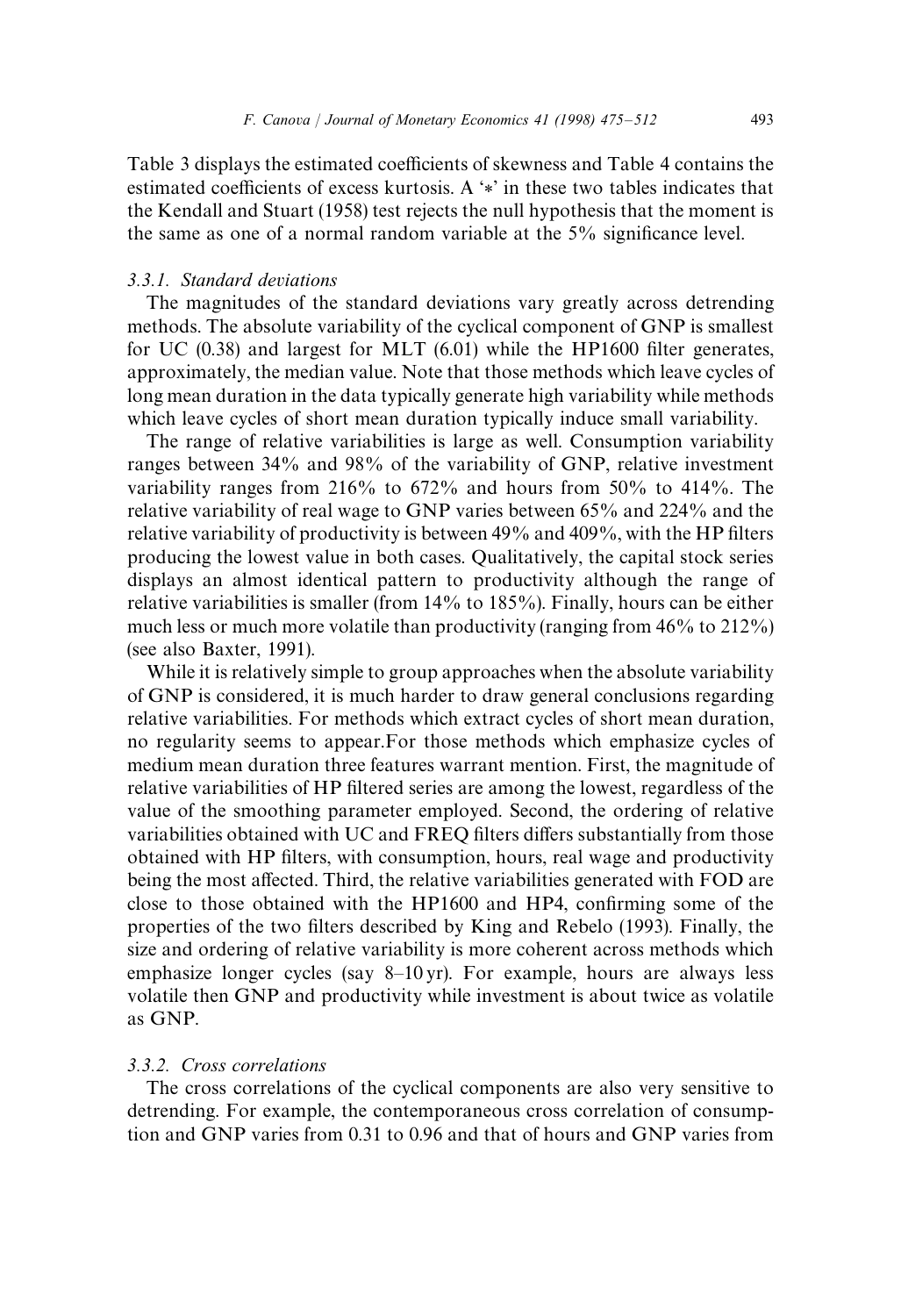Table 3 displays the estimated coefficients of skewness and Table 4 contains the estimated coefficients of excess kurtosis. A '*' in these two tables indicates that the Kendall and Stuart (1958) test rejects the null hypothesis that the moment is the same as one of a normal random variable at the 5% significance level.

### 3.3.1. Standard deviations

The magnitudes of the standard deviations vary greatly across detrending methods. The absolute variability of the cyclical component of GNP is smallest for UC (0.38) and largest for MLT (6.01) while the HP1600 filter generates, approximately, the median value. Note that those methods which leave cycles of long mean duration in the data typically generate high variability while methods which leave cycles of short mean duration typically induce small variability.

The range of relative variabilities is large as well. Consumption variability ranges between 34% and 98% of the variability of GNP, relative investment variability ranges from 216% to 672% and hours from 50% to 414%. The relative variability of real wage to GNP varies between 65% and 224% and the relative variability of productivity is between 49% and 409%, with the HP filters producing the lowest value in both cases. Qualitatively, the capital stock series displays an almost identical pattern to productivity although the range of relative variabilities is smaller (from 14% to 185%). Finally, hours can be either much less or much more volatile than productivity (ranging from 46% to 212%) (see also Baxter, 1991).

While it is relatively simple to group approaches when the absolute variability of GNP is considered, it is much harder to draw general conclusions regarding relative variabilities. For methods which extract cycles of short mean duration, no regularity seems to appear.For those methods which emphasize cycles of medium mean duration three features warrant mention. First, the magnitude of relative variabilities of HP filtered series are among the lowest, regardless of the value of the smoothing parameter employed. Second, the ordering of relative variabilities obtained with UC and FREQ filters differs substantially from those obtained with HP filters, with consumption, hours, real wage and productivity being the most affected. Third, the relative variabilities generated with FOD are close to those obtained with the HP1600 and HP4, confirming some of the properties of the two filters described by King and Rebelo (1993). Finally, the size and ordering of relative variability is more coherent across methods which emphasize longer cycles (say 8–10 yr). For example, hours are always less volatile then GNP and productivity while investment is about twice as volatile as GNP.

### 3.3.2. Cross correlations

The cross correlations of the cyclical components are also very sensitive to detrending. For example, the contemporaneous cross correlation of consumption and GNP varies from 0.31 to 0.96 and that of hours and GNP varies from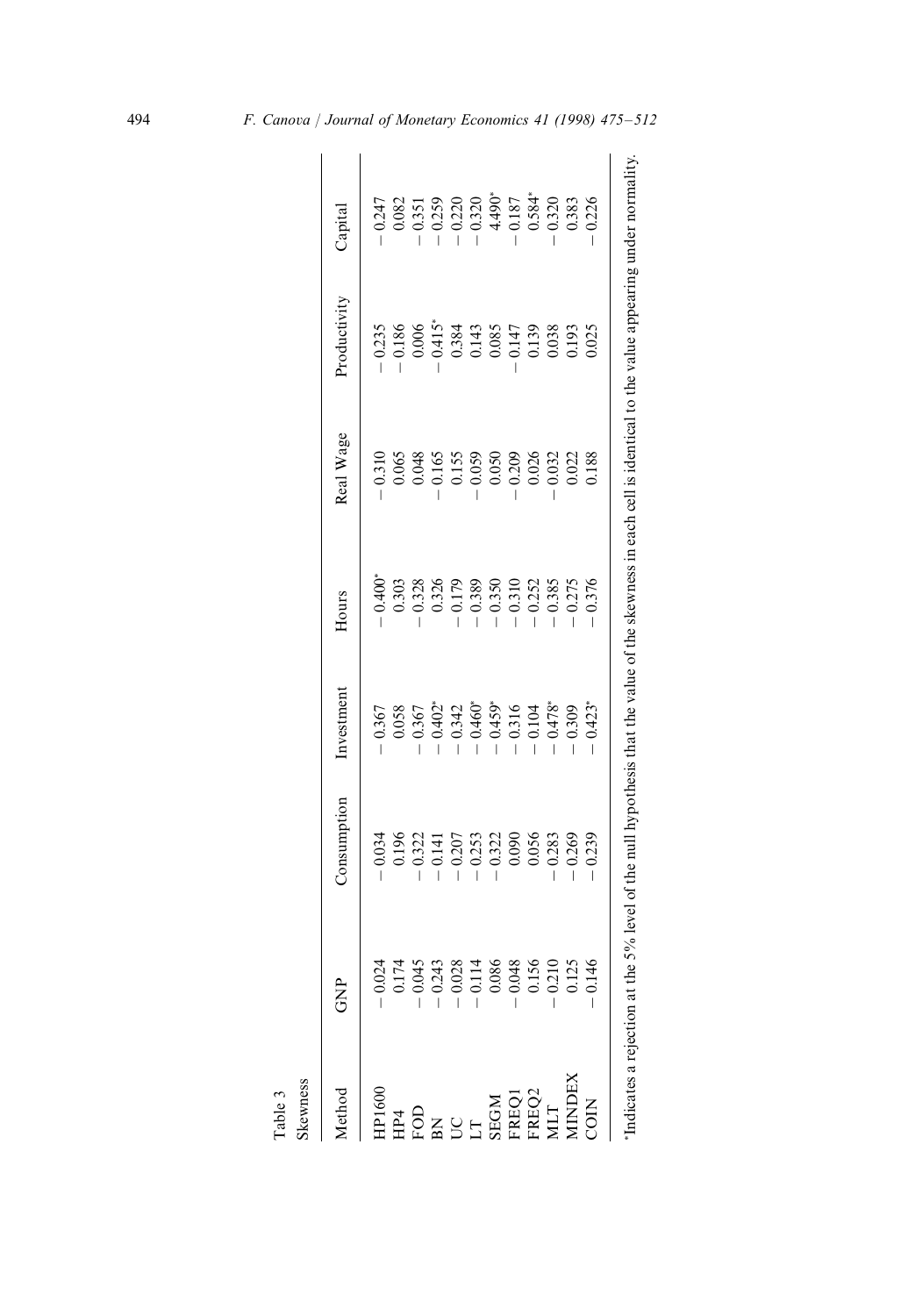Table 3

Skewness

| Method | GNP | Consumption | Investment | Hours | Real Wage | Productivity | Capital |
|---|---|---|---|---|---|---|---|
| HP1600 | − 0.024 | − 0.034 | − 0.367 | − 0.400* | − 0.310 | − 0.235 | − 0.247 |
| HP4 | 0.174 | 0.196 | 0.058 | 0.303 | 0.065 | − 0.186 | 0.082 |
| FOD | − 0.045 | − 0.322 | − 0.367 | − 0.328 | 0.048 | 0.006 | − 0.351 |
| BN | − 0.243 | − 0.141 | − 0.402* | 0.326 | − 0.165 | − 0.415* | − 0.259 |
| UC | − 0.028 | − 0.207 | − 0.342 | − 0.179 | 0.155 | 0.384 | − 0.220 |
| LT | − 0.114 | − 0.253 | − 0.460* | − 0.389 | − 0.059 | 0.143 | − 0.320 |
| SEGM | 0.086 | − 0.322 | − 0.459* | − 0.350 | 0.050 | 0.085 | 4.490* |
| FREQ1 | − 0.048 | 0.090 | − 0.316 | − 0.310 | − 0.209 | − 0.147 | − 0.187 |
| FREQ2 | 0.156 | 0.056 | − 0.104 | − 0.252 | 0.026 | 0.139 | 0.584* |
| MLT | − 0.210 | − 0.283 | − 0.478* | − 0.385 | − 0.032 | 0.038 | − 0.320 |
| MINDEX | 0.125 | − 0.269 | − 0.309 | − 0.275 | 0.022 | 0.193 | 0.383 |
| COIN | − 0.146 | − 0.239 | − 0.423* | − 0.376 | 0.188 | 0.025 | − 0.226 |

*Indicates a rejection at the 5% level of the null hypothesis that the value of the skewness in each cell is identical to the value appearing under normality.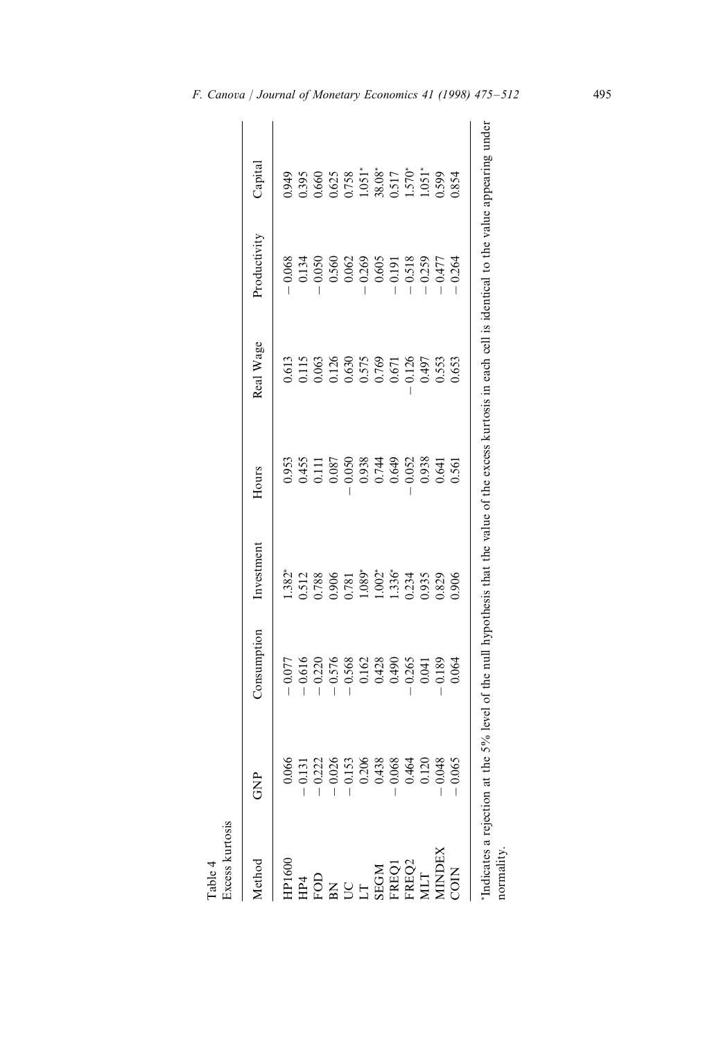Table 4
Excess kurtosis

| Method | GNP | Consumption | Investment | Hours | Real Wage | Productivity | Capital |
|---|---|---|---|---|---|---|---|
| HP1600 | 0.066 | − 0.077 | 1.382* | 0.953 | 0.613 | − 0.068 | 0.949 |
| HP4 | − 0.131 | − 0.616 | 0.512 | 0.455 | 0.115 | 0.134 | 0.395 |
| FOD | − 0.222 | − 0.220 | 0.788 | 0.111 | 0.063 | − 0.050 | 0.660 |
| BN | − 0.026 | − 0.576 | 0.906 | 0.087 | 0.126 | 0.560 | 0.625 |
| UC | − 0.153 | − 0.568 | 0.781 | − 0.050 | 0.630 | 0.062 | 0.758 |
| LT | 0.206 | 0.162 | 1.089* | 0.938 | 0.575 | − 0.269 | 1.051* |
| SEGM | 0.438 | 0.428 | 1.002* | 0.744 | 0.769 | 0.605 | 38.08* |
| FREQ1 | − 0.068 | 0.490 | 1.336* | 0.649 | 0.671 | − 0.191 | 0.517 |
| FREQ2 | 0.464 | − 0.265 | 0.234 | − 0.052 | − 0.126 | − 0.518 | 1.570* |
| MLT | 0.120 | 0.041 | 0.935 | 0.938 | 0.497 | − 0.259 | 1.051* |
| MINDEX | − 0.048 | − 0.189 | 0.829 | 0.641 | 0.553 | − 0.477 | 0.599 |
| COIN | − 0.065 | 0.064 | 0.906 | 0.561 | 0.653 | − 0.264 | 0.854 |

*Indicates a rejection at the 5% level of the null hypothesis that the value of the excess kurtosis in each cell is identical to the value appearing under normality.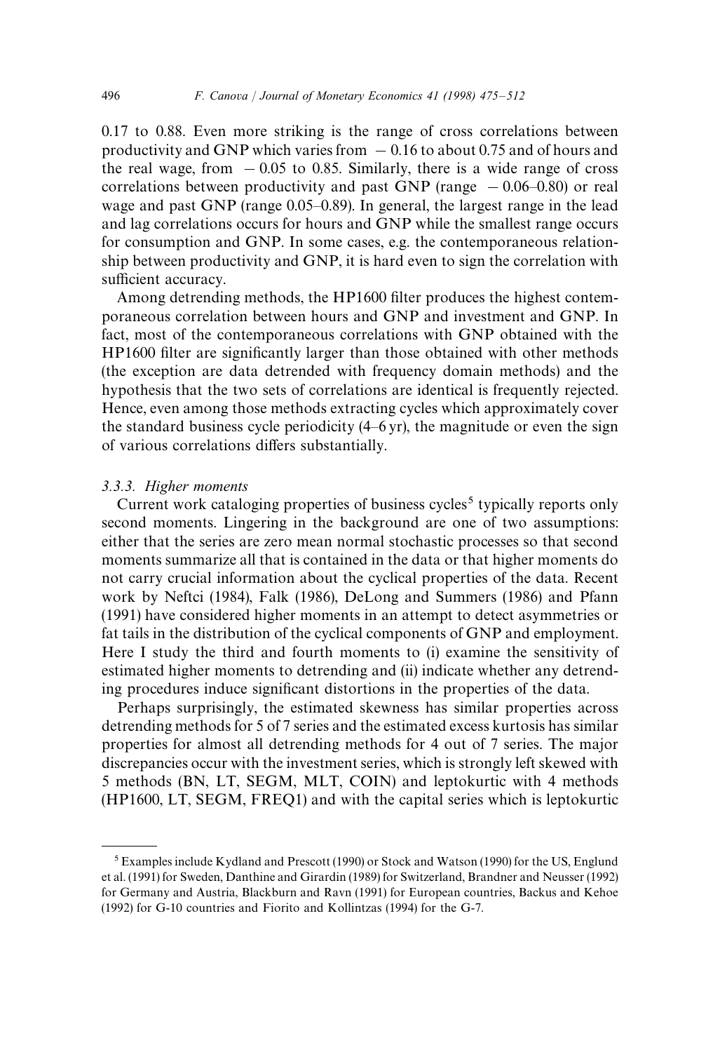0.17 to 0.88. Even more striking is the range of cross correlations between productivity and GNP which varies from $-0.16$ to about 0.75 and of hours and the real wage, from $-0.05$ to 0.85. Similarly, there is a wide range of cross correlations between productivity and past GNP (range $-0.06$–0.80) or real wage and past GNP (range 0.05–0.89). In general, the largest range in the lead and lag correlations occurs for hours and GNP while the smallest range occurs for consumption and GNP. In some cases, e.g. the contemporaneous relationship between productivity and GNP, it is hard even to sign the correlation with sufficient accuracy.

Among detrending methods, the HP1600 filter produces the highest contemporaneous correlation between hours and GNP and investment and GNP. In fact, most of the contemporaneous correlations with GNP obtained with the HP1600 filter are significantly larger than those obtained with other methods (the exception are data detrended with frequency domain methods) and the hypothesis that the two sets of correlations are identical is frequently rejected. Hence, even among those methods extracting cycles which approximately cover the standard business cycle periodicity (4–6 yr), the magnitude or even the sign of various correlations differs substantially.

### 3.3.3. Higher moments

Current work cataloging properties of business cycles[5] typically reports only second moments. Lingering in the background are one of two assumptions: either that the series are zero mean normal stochastic processes so that second moments summarize all that is contained in the data or that higher moments do not carry crucial information about the cyclical properties of the data. Recent work by Neftci (1984), Falk (1986), DeLong and Summers (1986) and Pfann (1991) have considered higher moments in an attempt to detect asymmetries or fat tails in the distribution of the cyclical components of GNP and employment. Here I study the third and fourth moments to (i) examine the sensitivity of estimated higher moments to detrending and (ii) indicate whether any detrending procedures induce significant distortions in the properties of the data.

Perhaps surprisingly, the estimated skewness has similar properties across detrending methods for 5 of 7 series and the estimated excess kurtosis has similar properties for almost all detrending methods for 4 out of 7 series. The major discrepancies occur with the investment series, which is strongly left skewed with 5 methods (BN, LT, SEGM, MLT, COIN) and leptokurtic with 4 methods (HP1600, LT, SEGM, FREQ1) and with the capital series which is leptokurtic

[5] Examples include Kydland and Prescott (1990) or Stock and Watson (1990) for the US, Englund et al. (1991) for Sweden, Danthine and Girardin (1989) for Switzerland, Brandner and Neusser (1992) for Germany and Austria, Blackburn and Ravn (1991) for European countries, Backus and Kehoe (1992) for G-10 countries and Fiorito and Kollintzas (1994) for the G-7.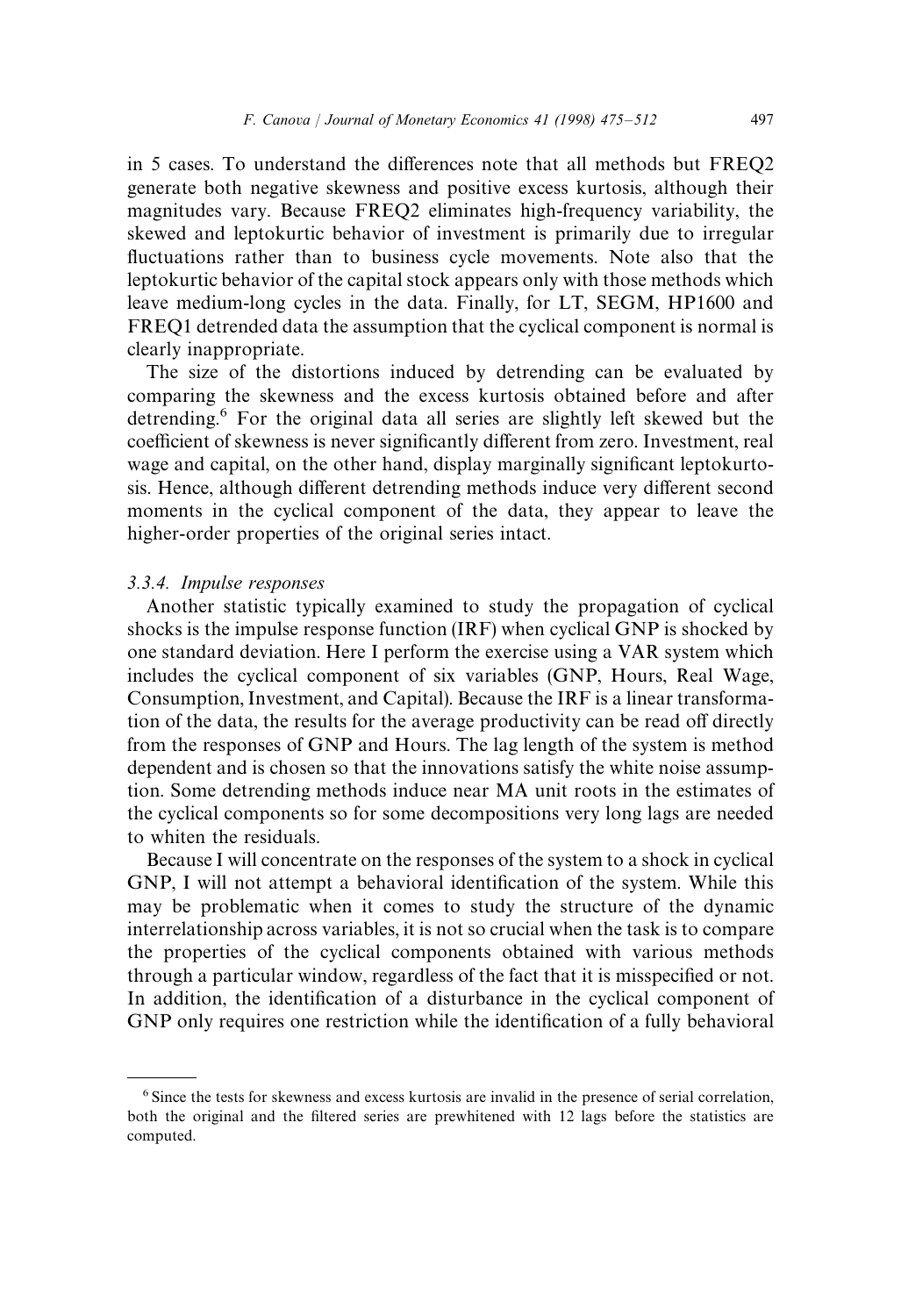in 5 cases. To understand the differences note that all methods but FREQ2 generate both negative skewness and positive excess kurtosis, although their magnitudes vary. Because FREQ2 eliminates high-frequency variability, the skewed and leptokurtic behavior of investment is primarily due to irregular fluctuations rather than to business cycle movements. Note also that the leptokurtic behavior of the capital stock appears only with those methods which leave medium-long cycles in the data. Finally, for LT, SEGM, HP1600 and FREQ1 detrended data the assumption that the cyclical component is normal is clearly inappropriate.

The size of the distortions induced by detrending can be evaluated by comparing the skewness and the excess kurtosis obtained before and after detrending.[6] For the original data all series are slightly left skewed but the coefficient of skewness is never significantly different from zero. Investment, real wage and capital, on the other hand, display marginally significant leptokurtosis. Hence, although different detrending methods induce very different second moments in the cyclical component of the data, they appear to leave the higher-order properties of the original series intact.

### *3.3.4. Impulse responses*

Another statistic typically examined to study the propagation of cyclical shocks is the impulse response function (IRF) when cyclical GNP is shocked by one standard deviation. Here I perform the exercise using a VAR system which includes the cyclical component of six variables (GNP, Hours, Real Wage, Consumption, Investment, and Capital). Because the IRF is a linear transformation of the data, the results for the average productivity can be read off directly from the responses of GNP and Hours. The lag length of the system is method dependent and is chosen so that the innovations satisfy the white noise assumption. Some detrending methods induce near MA unit roots in the estimates of the cyclical components so for some decompositions very long lags are needed to whiten the residuals.

Because I will concentrate on the responses of the system to a shock in cyclical GNP, I will not attempt a behavioral identification of the system. While this may be problematic when it comes to study the structure of the dynamic interrelationship across variables, it is not so crucial when the task is to compare the properties of the cyclical components obtained with various methods through a particular window, regardless of the fact that it is misspecified or not. In addition, the identification of a disturbance in the cyclical component of GNP only requires one restriction while the identification of a fully behavioral

[6] Since the tests for skewness and excess kurtosis are invalid in the presence of serial correlation, both the original and the filtered series are prewhitened with 12 lags before the statistics are computed.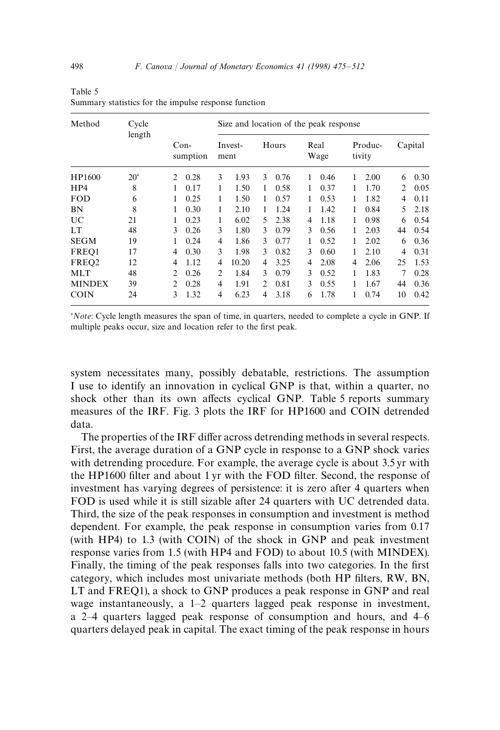Table 5
Summary statistics for the impulse response function

| Method | Cycle length | Size and location of the peak response | | | | | | | | | | | |
|---|---|---|---|---|---|---|---|---|---|---|---|---|---|
| | | Con-sumption | | Invest-ment | | Hours | | Real Wage | | Produc-tivity | | Capital | |
| HP1600 | 20* | 2 | 0.28 | 3 | 1.93 | 3 | 0.76 | 1 | 0.46 | 1 | 2.00 | 6 | 0.30 |
| HP4 | 8 | 1 | 0.17 | 1 | 1.50 | 1 | 0.58 | 1 | 0.37 | 1 | 1.70 | 2 | 0.05 |
| FOD | 6 | 1 | 0.25 | 1 | 1.50 | 1 | 0.57 | 1 | 0.53 | 1 | 1.82 | 4 | 0.11 |
| BN | 8 | 1 | 0.30 | 1 | 2.10 | 1 | 1.24 | 1 | 1.42 | 1 | 0.84 | 5 | 2.18 |
| UC | 21 | 1 | 0.23 | 1 | 6.02 | 5 | 2.38 | 4 | 1.18 | 1 | 0.98 | 6 | 0.54 |
| LT | 48 | 3 | 0.26 | 3 | 1.80 | 3 | 0.79 | 3 | 0.56 | 1 | 2.03 | 44 | 0.54 |
| SEGM | 19 | 1 | 0.24 | 4 | 1.86 | 3 | 0.77 | 1 | 0.52 | 1 | 2.02 | 6 | 0.36 |
| FREQ1 | 17 | 4 | 0.30 | 3 | 1.98 | 3 | 0.82 | 3 | 0.60 | 1 | 2.10 | 4 | 0.31 |
| FREQ2 | 12 | 4 | 1.12 | 4 | 10.20 | 4 | 3.25 | 4 | 2.08 | 4 | 2.06 | 25 | 1.53 |
| MLT | 48 | 2 | 0.26 | 2 | 1.84 | 3 | 0.79 | 3 | 0.52 | 1 | 1.83 | 7 | 0.28 |
| MINDEX | 39 | 2 | 0.28 | 4 | 1.91 | 2 | 0.81 | 3 | 0.55 | 1 | 1.67 | 44 | 0.36 |
| COIN | 24 | 3 | 1.32 | 4 | 6.23 | 4 | 3.18 | 6 | 1.78 | 1 | 0.74 | 10 | 0.42 |

*Note*: Cycle length measures the span of time, in quarters, needed to complete a cycle in GNP. If multiple peaks occur, size and location refer to the first peak.

system necessitates many, possibly debatable, restrictions. The assumption I use to identify an innovation in cyclical GNP is that, within a quarter, no shock other than its own affects cyclical GNP. Table 5 reports summary measures of the IRF. Fig. 3 plots the IRF for HP1600 and COIN detrended data.

The properties of the IRF differ across detrending methods in several respects. First, the average duration of a GNP cycle in response to a GNP shock varies with detrending procedure. For example, the average cycle is about 3.5 yr with the HP1600 filter and about 1 yr with the FOD filter. Second, the response of investment has varying degrees of persistence: it is zero after 4 quarters when FOD is used while it is still sizable after 24 quarters with UC detrended data. Third, the size of the peak responses in consumption and investment is method dependent. For example, the peak response in consumption varies from 0.17 (with HP4) to 1.3 (with COIN) of the shock in GNP and peak investment response varies from 1.5 (with HP4 and FOD) to about 10.5 (with MINDEX). Finally, the timing of the peak responses falls into two categories. In the first category, which includes most univariate methods (both HP filters, RW, BN, LT and FREQ1), a shock to GNP produces a peak response in GNP and real wage instantaneously, a 1–2 quarters lagged peak response in investment, a 2–4 quarters lagged peak response of consumption and hours, and 4–6 quarters delayed peak in capital. The exact timing of the peak response in hours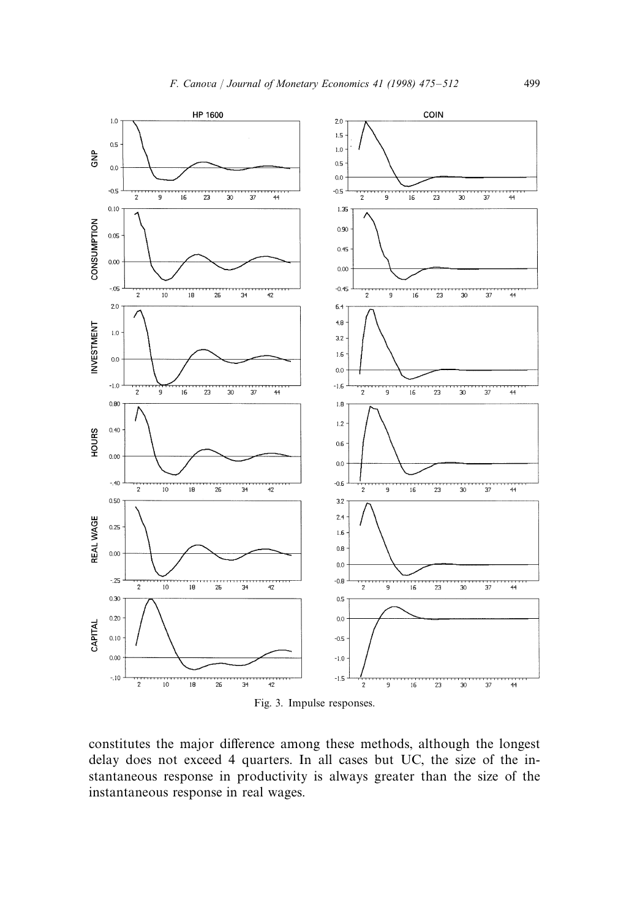Fig. 3. Impulse responses.

constitutes the major difference among these methods, although the longest delay does not exceed 4 quarters. In all cases but UC, the size of the instantaneous response in productivity is always greater than the size of the instantaneous response in real wages.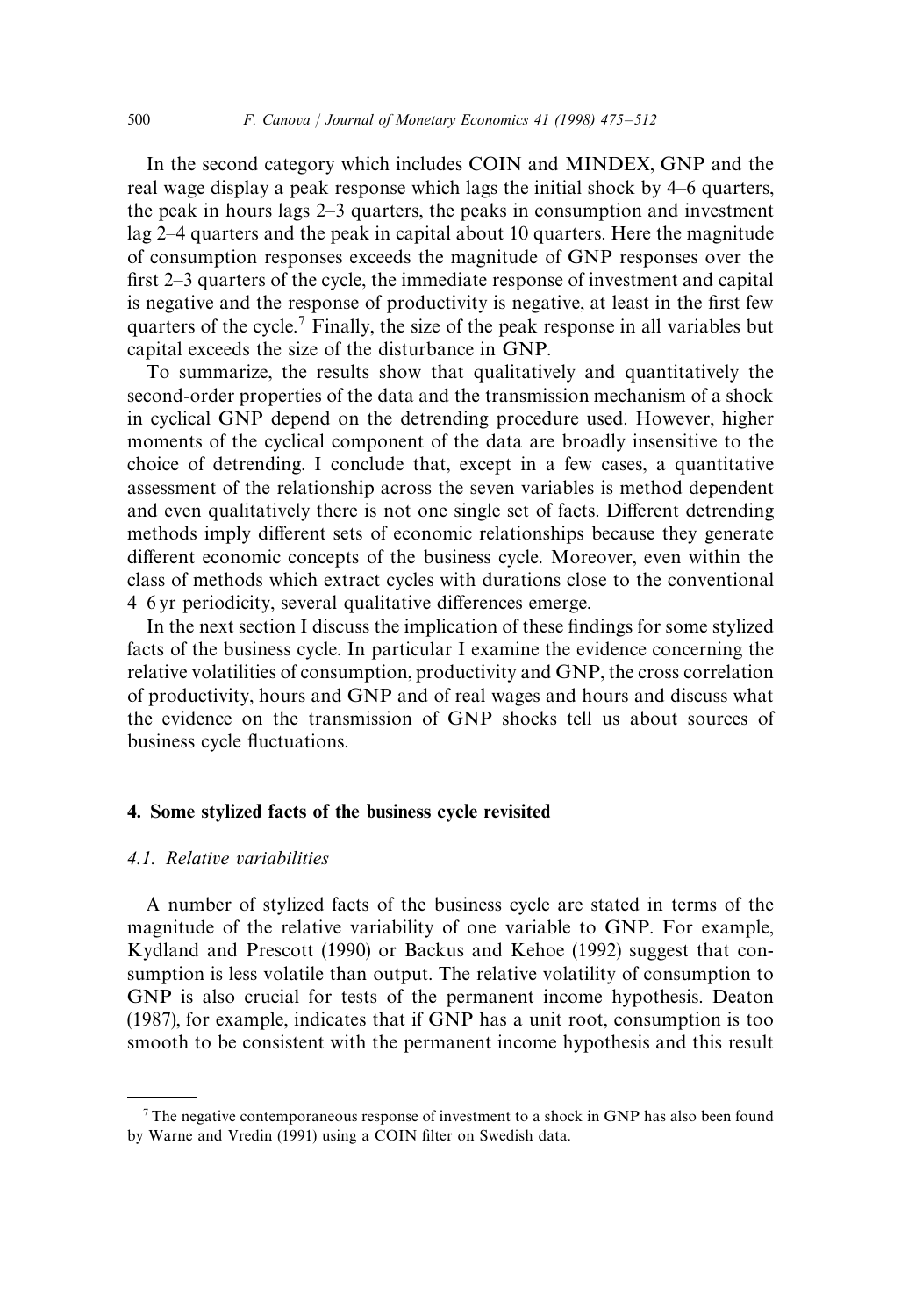In the second category which includes COIN and MINDEX, GNP and the real wage display a peak response which lags the initial shock by 4–6 quarters, the peak in hours lags 2–3 quarters, the peaks in consumption and investment lag 2–4 quarters and the peak in capital about 10 quarters. Here the magnitude of consumption responses exceeds the magnitude of GNP responses over the first 2–3 quarters of the cycle, the immediate response of investment and capital is negative and the response of productivity is negative, at least in the first few quarters of the cycle.[7] Finally, the size of the peak response in all variables but capital exceeds the size of the disturbance in GNP.

To summarize, the results show that qualitatively and quantitatively the second-order properties of the data and the transmission mechanism of a shock in cyclical GNP depend on the detrending procedure used. However, higher moments of the cyclical component of the data are broadly insensitive to the choice of detrending. I conclude that, except in a few cases, a quantitative assessment of the relationship across the seven variables is method dependent and even qualitatively there is not one single set of facts. Different detrending methods imply different sets of economic relationships because they generate different economic concepts of the business cycle. Moreover, even within the class of methods which extract cycles with durations close to the conventional 4–6 yr periodicity, several qualitative differences emerge.

In the next section I discuss the implication of these findings for some stylized facts of the business cycle. In particular I examine the evidence concerning the relative volatilities of consumption, productivity and GNP, the cross correlation of productivity, hours and GNP and of real wages and hours and discuss what the evidence on the transmission of GNP shocks tell us about sources of business cycle fluctuations.

## 4. Some stylized facts of the business cycle revisited

### 4.1. *Relative variabilities*

A number of stylized facts of the business cycle are stated in terms of the magnitude of the relative variability of one variable to GNP. For example, Kydland and Prescott (1990) or Backus and Kehoe (1992) suggest that consumption is less volatile than output. The relative volatility of consumption to GNP is also crucial for tests of the permanent income hypothesis. Deaton (1987), for example, indicates that if GNP has a unit root, consumption is too smooth to be consistent with the permanent income hypothesis and this result

---

[7] The negative contemporaneous response of investment to a shock in GNP has also been found by Warne and Vredin (1991) using a COIN filter on Swedish data.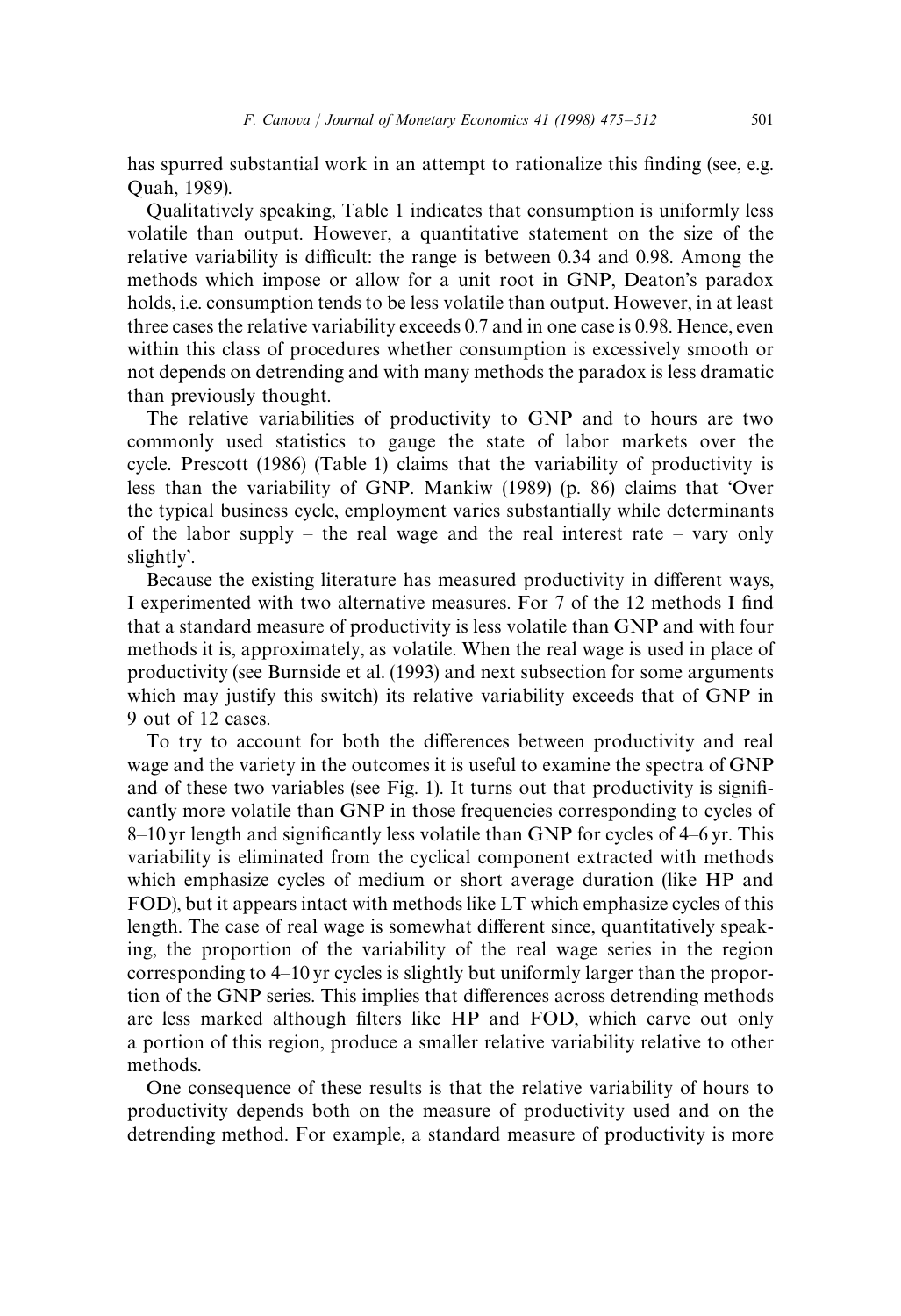has spurred substantial work in an attempt to rationalize this finding (see, e.g. Quah, 1989).

Qualitatively speaking, Table 1 indicates that consumption is uniformly less volatile than output. However, a quantitative statement on the size of the relative variability is difficult: the range is between 0.34 and 0.98. Among the methods which impose or allow for a unit root in GNP, Deaton's paradox holds, i.e. consumption tends to be less volatile than output. However, in at least three cases the relative variability exceeds 0.7 and in one case is 0.98. Hence, even within this class of procedures whether consumption is excessively smooth or not depends on detrending and with many methods the paradox is less dramatic than previously thought.

The relative variabilities of productivity to GNP and to hours are two commonly used statistics to gauge the state of labor markets over the cycle. Prescott (1986) (Table 1) claims that the variability of productivity is less than the variability of GNP. Mankiw (1989) (p. 86) claims that 'Over the typical business cycle, employment varies substantially while determinants of the labor supply – the real wage and the real interest rate – vary only slightly'.

Because the existing literature has measured productivity in different ways, I experimented with two alternative measures. For 7 of the 12 methods I find that a standard measure of productivity is less volatile than GNP and with four methods it is, approximately, as volatile. When the real wage is used in place of productivity (see Burnside et al. (1993) and next subsection for some arguments which may justify this switch) its relative variability exceeds that of GNP in 9 out of 12 cases.

To try to account for both the differences between productivity and real wage and the variety in the outcomes it is useful to examine the spectra of GNP and of these two variables (see Fig. 1). It turns out that productivity is significantly more volatile than GNP in those frequencies corresponding to cycles of 8–10 yr length and significantly less volatile than GNP for cycles of 4–6 yr. This variability is eliminated from the cyclical component extracted with methods which emphasize cycles of medium or short average duration (like HP and FOD), but it appears intact with methods like LT which emphasize cycles of this length. The case of real wage is somewhat different since, quantitatively speaking, the proportion of the variability of the real wage series in the region corresponding to 4–10 yr cycles is slightly but uniformly larger than the proportion of the GNP series. This implies that differences across detrending methods are less marked although filters like HP and FOD, which carve out only a portion of this region, produce a smaller relative variability relative to other methods.

One consequence of these results is that the relative variability of hours to productivity depends both on the measure of productivity used and on the detrending method. For example, a standard measure of productivity is more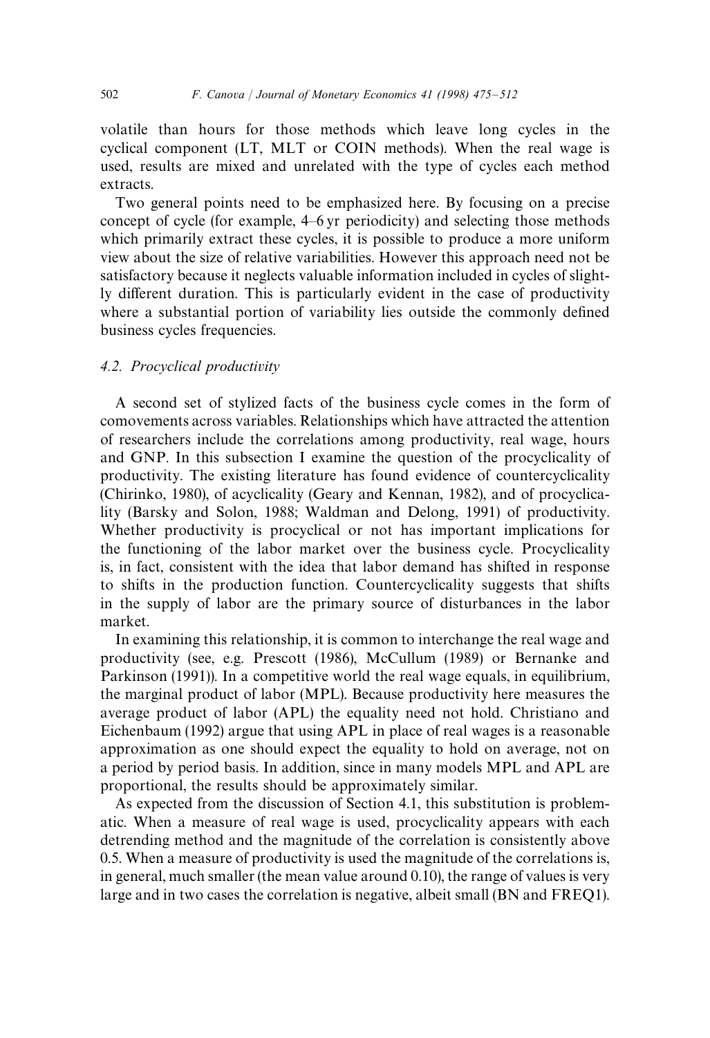volatile than hours for those methods which leave long cycles in the cyclical component (LT, MLT or COIN methods). When the real wage is used, results are mixed and unrelated with the type of cycles each method extracts.

Two general points need to be emphasized here. By focusing on a precise concept of cycle (for example, 4–6 yr periodicity) and selecting those methods which primarily extract these cycles, it is possible to produce a more uniform view about the size of relative variabilities. However this approach need not be satisfactory because it neglects valuable information included in cycles of slightly different duration. This is particularly evident in the case of productivity where a substantial portion of variability lies outside the commonly defined business cycles frequencies.

### 4.2. Procyclical productivity

A second set of stylized facts of the business cycle comes in the form of comovements across variables. Relationships which have attracted the attention of researchers include the correlations among productivity, real wage, hours and GNP. In this subsection I examine the question of the procyclicality of productivity. The existing literature has found evidence of countercyclicality (Chirinko, 1980), of acyclicality (Geary and Kennan, 1982), and of procyclicality (Barsky and Solon, 1988; Waldman and Delong, 1991) of productivity. Whether productivity is procyclical or not has important implications for the functioning of the labor market over the business cycle. Procyclicality is, in fact, consistent with the idea that labor demand has shifted in response to shifts in the production function. Countercyclicality suggests that shifts in the supply of labor are the primary source of disturbances in the labor market.

In examining this relationship, it is common to interchange the real wage and productivity (see, e.g. Prescott (1986), McCullum (1989) or Bernanke and Parkinson (1991)). In a competitive world the real wage equals, in equilibrium, the marginal product of labor (MPL). Because productivity here measures the average product of labor (APL) the equality need not hold. Christiano and Eichenbaum (1992) argue that using APL in place of real wages is a reasonable approximation as one should expect the equality to hold on average, not on a period by period basis. In addition, since in many models MPL and APL are proportional, the results should be approximately similar.

As expected from the discussion of Section 4.1, this substitution is problematic. When a measure of real wage is used, procyclicality appears with each detrending method and the magnitude of the correlation is consistently above 0.5. When a measure of productivity is used the magnitude of the correlations is, in general, much smaller (the mean value around 0.10), the range of values is very large and in two cases the correlation is negative, albeit small (BN and FREQ1).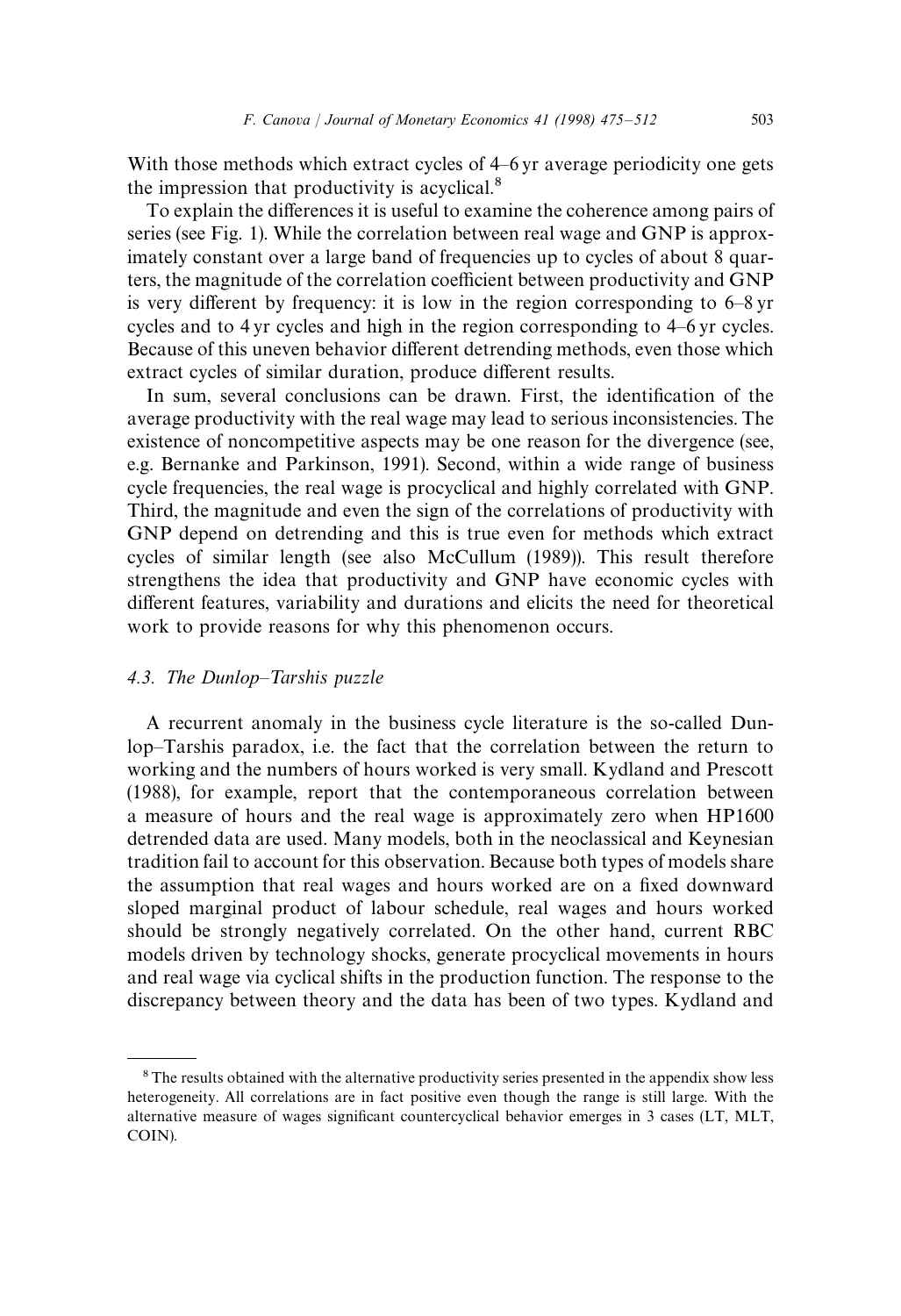With those methods which extract cycles of 4–6 yr average periodicity one gets the impression that productivity is acyclical.[8]

To explain the differences it is useful to examine the coherence among pairs of series (see Fig. 1). While the correlation between real wage and GNP is approximately constant over a large band of frequencies up to cycles of about 8 quarters, the magnitude of the correlation coefficient between productivity and GNP is very different by frequency: it is low in the region corresponding to 6–8 yr cycles and to 4 yr cycles and high in the region corresponding to 4–6 yr cycles. Because of this uneven behavior different detrending methods, even those which extract cycles of similar duration, produce different results.

In sum, several conclusions can be drawn. First, the identification of the average productivity with the real wage may lead to serious inconsistencies. The existence of noncompetitive aspects may be one reason for the divergence (see, e.g. Bernanke and Parkinson, 1991). Second, within a wide range of business cycle frequencies, the real wage is procyclical and highly correlated with GNP. Third, the magnitude and even the sign of the correlations of productivity with GNP depend on detrending and this is true even for methods which extract cycles of similar length (see also McCullum (1989)). This result therefore strengthens the idea that productivity and GNP have economic cycles with different features, variability and durations and elicits the need for theoretical work to provide reasons for why this phenomenon occurs.

### 4.3. The Dunlop–Tarshis puzzle

A recurrent anomaly in the business cycle literature is the so-called Dunlop–Tarshis paradox, i.e. the fact that the correlation between the return to working and the numbers of hours worked is very small. Kydland and Prescott (1988), for example, report that the contemporaneous correlation between a measure of hours and the real wage is approximately zero when HP1600 detrended data are used. Many models, both in the neoclassical and Keynesian tradition fail to account for this observation. Because both types of models share the assumption that real wages and hours worked are on a fixed downward sloped marginal product of labour schedule, real wages and hours worked should be strongly negatively correlated. On the other hand, current RBC models driven by technology shocks, generate procyclical movements in hours and real wage via cyclical shifts in the production function. The response to the discrepancy between theory and the data has been of two types. Kydland and

[8] The results obtained with the alternative productivity series presented in the appendix show less heterogeneity. All correlations are in fact positive even though the range is still large. With the alternative measure of wages significant countercyclical behavior emerges in 3 cases (LT, MLT, COIN).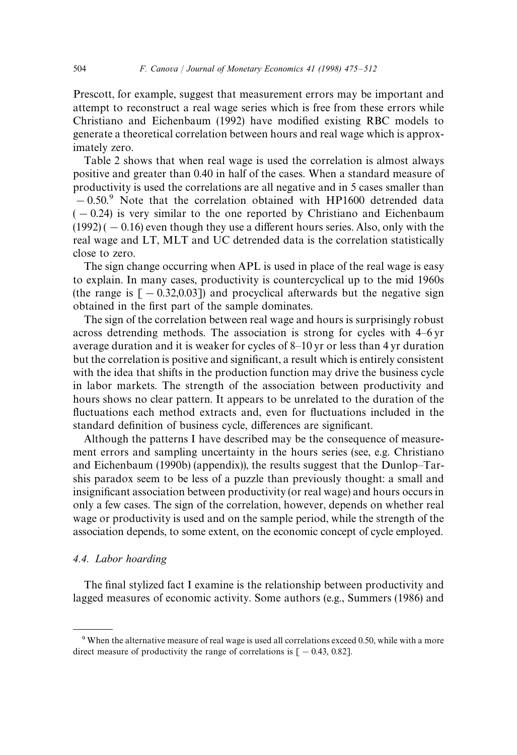Prescott, for example, suggest that measurement errors may be important and attempt to reconstruct a real wage series which is free from these errors while Christiano and Eichenbaum (1992) have modified existing RBC models to generate a theoretical correlation between hours and real wage which is approximately zero.

Table 2 shows that when real wage is used the correlation is almost always positive and greater than 0.40 in half of the cases. When a standard measure of productivity is used the correlations are all negative and in 5 cases smaller than $-0.50$.[9] Note that the correlation obtained with HP1600 detrended data ($-0.24$) is very similar to the one reported by Christiano and Eichenbaum (1992) ($-0.16$) even though they use a different hours series. Also, only with the real wage and LT, MLT and UC detrended data is the correlation statistically close to zero.

The sign change occurring when APL is used in place of the real wage is easy to explain. In many cases, productivity is countercyclical up to the mid 1960s (the range is $[-0.32, 0.03]$) and procyclical afterwards but the negative sign obtained in the first part of the sample dominates.

The sign of the correlation between real wage and hours is surprisingly robust across detrending methods. The association is strong for cycles with 4–6 yr average duration and it is weaker for cycles of 8–10 yr or less than 4 yr duration but the correlation is positive and significant, a result which is entirely consistent with the idea that shifts in the production function may drive the business cycle in labor markets. The strength of the association between productivity and hours shows no clear pattern. It appears to be unrelated to the duration of the fluctuations each method extracts and, even for fluctuations included in the standard definition of business cycle, differences are significant.

Although the patterns I have described may be the consequence of measurement errors and sampling uncertainty in the hours series (see, e.g. Christiano and Eichenbaum (1990b) (appendix)), the results suggest that the Dunlop–Tarshis paradox seem to be less of a puzzle than previously thought: a small and insignificant association between productivity (or real wage) and hours occurs in only a few cases. The sign of the correlation, however, depends on whether real wage or productivity is used and on the sample period, while the strength of the association depends, to some extent, on the economic concept of cycle employed.

### 4.4. Labor hoarding

The final stylized fact I examine is the relationship between productivity and lagged measures of economic activity. Some authors (e.g., Summers (1986) and

[9] When the alternative measure of real wage is used all correlations exceed 0.50, while with a more direct measure of productivity the range of correlations is $[-0.43, 0.82]$.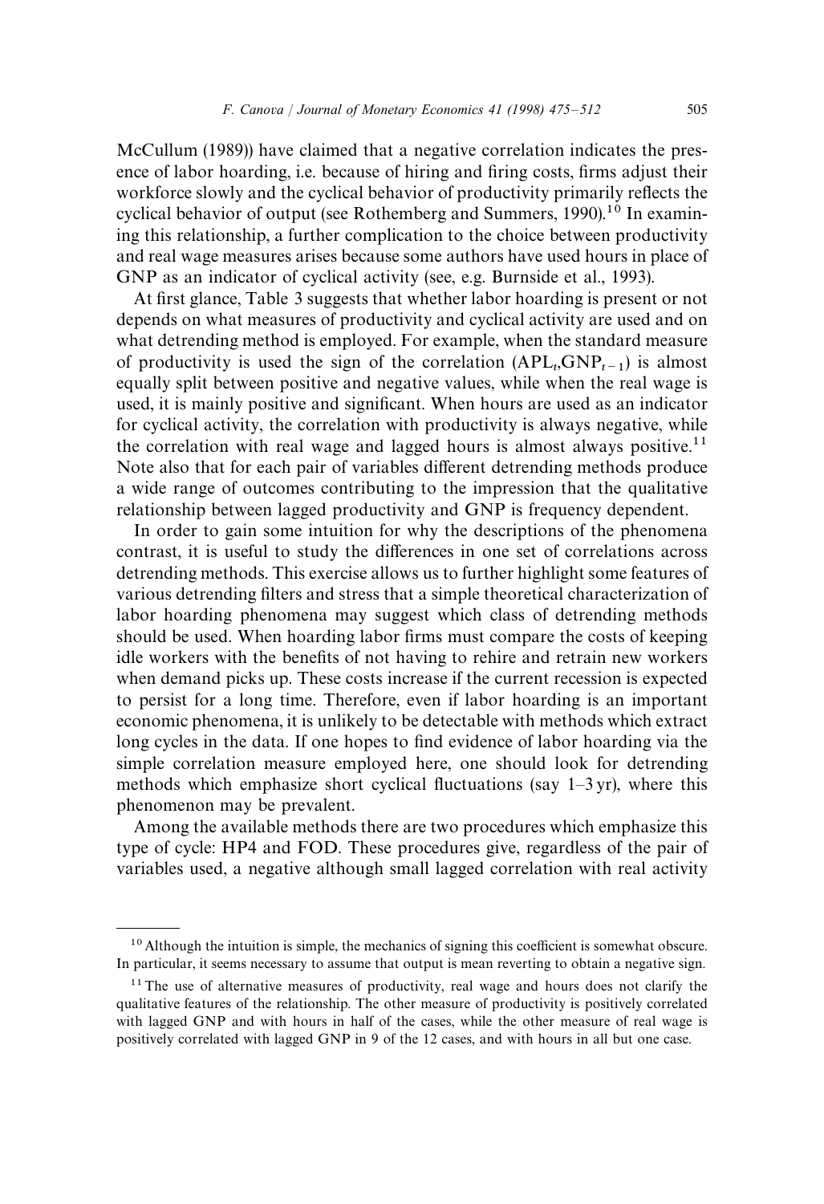McCullum (1989)) have claimed that a negative correlation indicates the presence of labor hoarding, i.e. because of hiring and firing costs, firms adjust their workforce slowly and the cyclical behavior of productivity primarily reflects the cyclical behavior of output (see Rothemberg and Summers, 1990).[10] In examining this relationship, a further complication to the choice between productivity and real wage measures arises because some authors have used hours in place of GNP as an indicator of cyclical activity (see, e.g. Burnside et al., 1993).

At first glance, Table 3 suggests that whether labor hoarding is present or not depends on what measures of productivity and cyclical activity are used and on what detrending method is employed. For example, when the standard measure of productivity is used the sign of the correlation ($\text{APL}_t$,$\text{GNP}_{t-1}$) is almost equally split between positive and negative values, while when the real wage is used, it is mainly positive and significant. When hours are used as an indicator for cyclical activity, the correlation with productivity is always negative, while the correlation with real wage and lagged hours is almost always positive.[11] Note also that for each pair of variables different detrending methods produce a wide range of outcomes contributing to the impression that the qualitative relationship between lagged productivity and GNP is frequency dependent.

In order to gain some intuition for why the descriptions of the phenomena contrast, it is useful to study the differences in one set of correlations across detrending methods. This exercise allows us to further highlight some features of various detrending filters and stress that a simple theoretical characterization of labor hoarding phenomena may suggest which class of detrending methods should be used. When hoarding labor firms must compare the costs of keeping idle workers with the benefits of not having to rehire and retrain new workers when demand picks up. These costs increase if the current recession is expected to persist for a long time. Therefore, even if labor hoarding is an important economic phenomena, it is unlikely to be detectable with methods which extract long cycles in the data. If one hopes to find evidence of labor hoarding via the simple correlation measure employed here, one should look for detrending methods which emphasize short cyclical fluctuations (say 1–3 yr), where this phenomenon may be prevalent.

Among the available methods there are two procedures which emphasize this type of cycle: HP4 and FOD. These procedures give, regardless of the pair of variables used, a negative although small lagged correlation with real activity

[10] Although the intuition is simple, the mechanics of signing this coefficient is somewhat obscure. In particular, it seems necessary to assume that output is mean reverting to obtain a negative sign.

[11] The use of alternative measures of productivity, real wage and hours does not clarify the qualitative features of the relationship. The other measure of productivity is positively correlated with lagged GNP and with hours in half of the cases, while the other measure of real wage is positively correlated with lagged GNP in 9 of the 12 cases, and with hours in all but one case.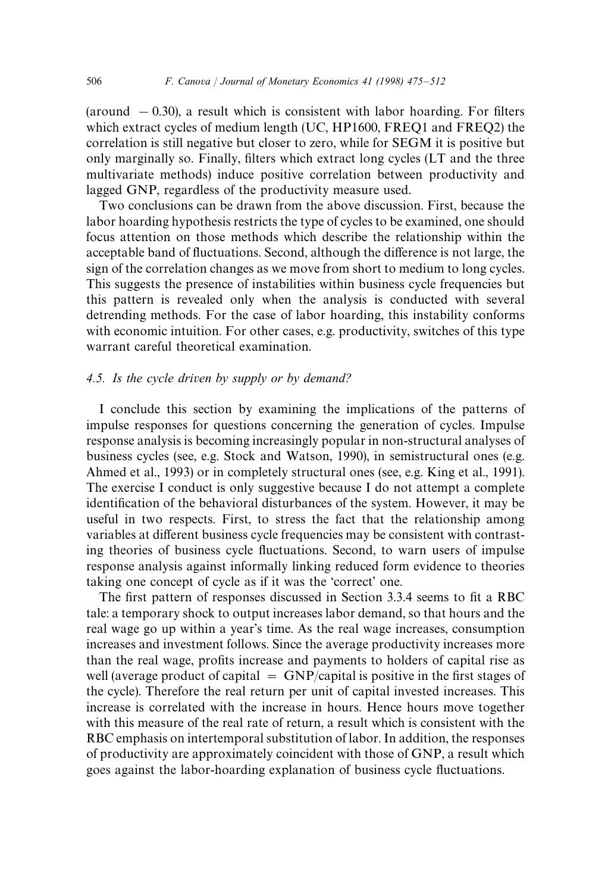(around $-0.30$), a result which is consistent with labor hoarding. For filters which extract cycles of medium length (UC, HP1600, FREQ1 and FREQ2) the correlation is still negative but closer to zero, while for SEGM it is positive but only marginally so. Finally, filters which extract long cycles (LT and the three multivariate methods) induce positive correlation between productivity and lagged GNP, regardless of the productivity measure used.

Two conclusions can be drawn from the above discussion. First, because the labor hoarding hypothesis restricts the type of cycles to be examined, one should focus attention on those methods which describe the relationship within the acceptable band of fluctuations. Second, although the difference is not large, the sign of the correlation changes as we move from short to medium to long cycles. This suggests the presence of instabilities within business cycle frequencies but this pattern is revealed only when the analysis is conducted with several detrending methods. For the case of labor hoarding, this instability conforms with economic intuition. For other cases, e.g. productivity, switches of this type warrant careful theoretical examination.

### 4.5. *Is the cycle driven by supply or by demand?*

I conclude this section by examining the implications of the patterns of impulse responses for questions concerning the generation of cycles. Impulse response analysis is becoming increasingly popular in non-structural analyses of business cycles (see, e.g. Stock and Watson, 1990), in semistructural ones (e.g. Ahmed et al., 1993) or in completely structural ones (see, e.g. King et al., 1991). The exercise I conduct is only suggestive because I do not attempt a complete identification of the behavioral disturbances of the system. However, it may be useful in two respects. First, to stress the fact that the relationship among variables at different business cycle frequencies may be consistent with contrasting theories of business cycle fluctuations. Second, to warn users of impulse response analysis against informally linking reduced form evidence to theories taking one concept of cycle as if it was the 'correct' one.

The first pattern of responses discussed in Section 3.3.4 seems to fit a RBC tale: a temporary shock to output increases labor demand, so that hours and the real wage go up within a year's time. As the real wage increases, consumption increases and investment follows. Since the average productivity increases more than the real wage, profits increase and payments to holders of capital rise as well (average product of capital = GNP/capital is positive in the first stages of the cycle). Therefore the real return per unit of capital invested increases. This increase is correlated with the increase in hours. Hence hours move together with this measure of the real rate of return, a result which is consistent with the RBC emphasis on intertemporal substitution of labor. In addition, the responses of productivity are approximately coincident with those of GNP, a result which goes against the labor-hoarding explanation of business cycle fluctuations.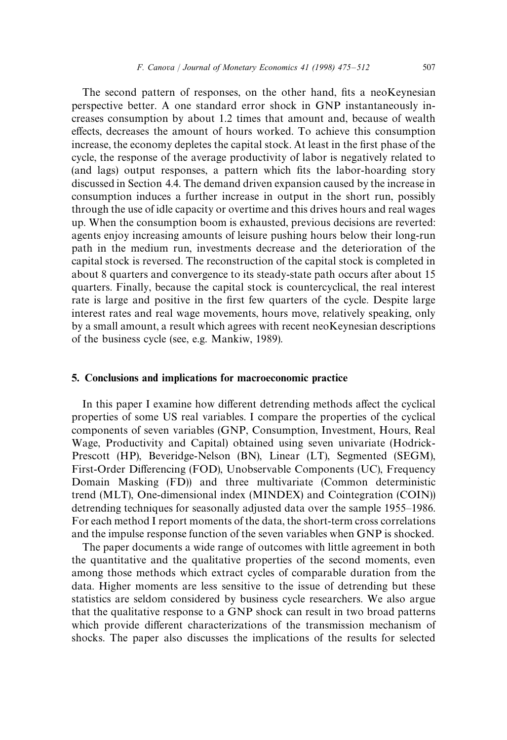The second pattern of responses, on the other hand, fits a neoKeynesian perspective better. A one standard error shock in GNP instantaneously increases consumption by about 1.2 times that amount and, because of wealth effects, decreases the amount of hours worked. To achieve this consumption increase, the economy depletes the capital stock. At least in the first phase of the cycle, the response of the average productivity of labor is negatively related to (and lags) output responses, a pattern which fits the labor-hoarding story discussed in Section 4.4. The demand driven expansion caused by the increase in consumption induces a further increase in output in the short run, possibly through the use of idle capacity or overtime and this drives hours and real wages up. When the consumption boom is exhausted, previous decisions are reverted: agents enjoy increasing amounts of leisure pushing hours below their long-run path in the medium run, investments decrease and the deterioration of the capital stock is reversed. The reconstruction of the capital stock is completed in about 8 quarters and convergence to its steady-state path occurs after about 15 quarters. Finally, because the capital stock is countercyclical, the real interest rate is large and positive in the first few quarters of the cycle. Despite large interest rates and real wage movements, hours move, relatively speaking, only by a small amount, a result which agrees with recent neoKeynesian descriptions of the business cycle (see, e.g. Mankiw, 1989).

## 5. Conclusions and implications for macroeconomic practice

In this paper I examine how different detrending methods affect the cyclical properties of some US real variables. I compare the properties of the cyclical components of seven variables (GNP, Consumption, Investment, Hours, Real Wage, Productivity and Capital) obtained using seven univariate (Hodrick-Prescott (HP), Beveridge-Nelson (BN), Linear (LT), Segmented (SEGM), First-Order Differencing (FOD), Unobservable Components (UC), Frequency Domain Masking (FD)) and three multivariate (Common deterministic trend (MLT), One-dimensional index (MINDEX) and Cointegration (COIN)) detrending techniques for seasonally adjusted data over the sample 1955–1986. For each method I report moments of the data, the short-term cross correlations and the impulse response function of the seven variables when GNP is shocked.

The paper documents a wide range of outcomes with little agreement in both the quantitative and the qualitative properties of the second moments, even among those methods which extract cycles of comparable duration from the data. Higher moments are less sensitive to the issue of detrending but these statistics are seldom considered by business cycle researchers. We also argue that the qualitative response to a GNP shock can result in two broad patterns which provide different characterizations of the transmission mechanism of shocks. The paper also discusses the implications of the results for selected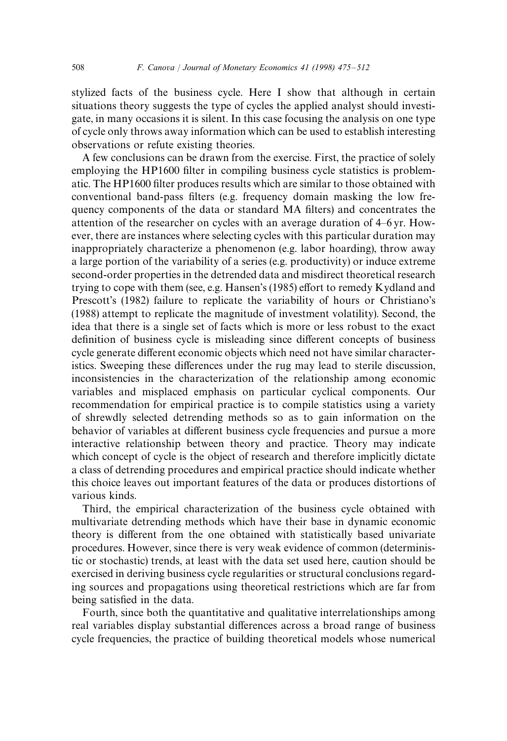stylized facts of the business cycle. Here I show that although in certain situations theory suggests the type of cycles the applied analyst should investigate, in many occasions it is silent. In this case focusing the analysis on one type of cycle only throws away information which can be used to establish interesting observations or refute existing theories.

A few conclusions can be drawn from the exercise. First, the practice of solely employing the HP1600 filter in compiling business cycle statistics is problematic. The HP1600 filter produces results which are similar to those obtained with conventional band-pass filters (e.g. frequency domain masking the low frequency components of the data or standard MA filters) and concentrates the attention of the researcher on cycles with an average duration of 4–6 yr. However, there are instances where selecting cycles with this particular duration may inappropriately characterize a phenomenon (e.g. labor hoarding), throw away a large portion of the variability of a series (e.g. productivity) or induce extreme second-order properties in the detrended data and misdirect theoretical research trying to cope with them (see, e.g. Hansen's (1985) effort to remedy Kydland and Prescott's (1982) failure to replicate the variability of hours or Christiano's (1988) attempt to replicate the magnitude of investment volatility). Second, the idea that there is a single set of facts which is more or less robust to the exact definition of business cycle is misleading since different concepts of business cycle generate different economic objects which need not have similar characteristics. Sweeping these differences under the rug may lead to sterile discussion, inconsistencies in the characterization of the relationship among economic variables and misplaced emphasis on particular cyclical components. Our recommendation for empirical practice is to compile statistics using a variety of shrewdly selected detrending methods so as to gain information on the behavior of variables at different business cycle frequencies and pursue a more interactive relationship between theory and practice. Theory may indicate which concept of cycle is the object of research and therefore implicitly dictate a class of detrending procedures and empirical practice should indicate whether this choice leaves out important features of the data or produces distortions of various kinds.

Third, the empirical characterization of the business cycle obtained with multivariate detrending methods which have their base in dynamic economic theory is different from the one obtained with statistically based univariate procedures. However, since there is very weak evidence of common (deterministic or stochastic) trends, at least with the data set used here, caution should be exercised in deriving business cycle regularities or structural conclusions regarding sources and propagations using theoretical restrictions which are far from being satisfied in the data.

Fourth, since both the quantitative and qualitative interrelationships among real variables display substantial differences across a broad range of business cycle frequencies, the practice of building theoretical models whose numerical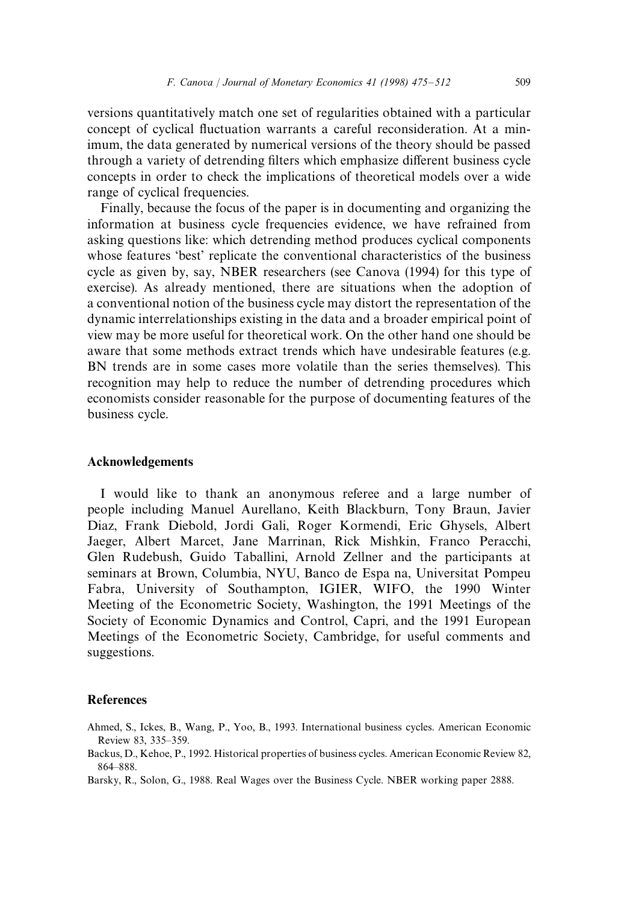versions quantitatively match one set of regularities obtained with a particular concept of cyclical fluctuation warrants a careful reconsideration. At a minimum, the data generated by numerical versions of the theory should be passed through a variety of detrending filters which emphasize different business cycle concepts in order to check the implications of theoretical models over a wide range of cyclical frequencies.

Finally, because the focus of the paper is in documenting and organizing the information at business cycle frequencies evidence, we have refrained from asking questions like: which detrending method produces cyclical components whose features 'best' replicate the conventional characteristics of the business cycle as given by, say, NBER researchers (see Canova (1994) for this type of exercise). As already mentioned, there are situations when the adoption of a conventional notion of the business cycle may distort the representation of the dynamic interrelationships existing in the data and a broader empirical point of view may be more useful for theoretical work. On the other hand one should be aware that some methods extract trends which have undesirable features (e.g. BN trends are in some cases more volatile than the series themselves). This recognition may help to reduce the number of detrending procedures which economists consider reasonable for the purpose of documenting features of the business cycle.

## Acknowledgements

I would like to thank an anonymous referee and a large number of people including Manuel Aurellano, Keith Blackburn, Tony Braun, Javier Diaz, Frank Diebold, Jordi Gali, Roger Kormendi, Eric Ghysels, Albert Jaeger, Albert Marcet, Jane Marrinan, Rick Mishkin, Franco Peracchi, Glen Rudebush, Guido Taballini, Arnold Zellner and the participants at seminars at Brown, Columbia, NYU, Banco de Espa na, Universitat Pompeu Fabra, University of Southampton, IGIER, WIFO, the 1990 Winter Meeting of the Econometric Society, Washington, the 1991 Meetings of the Society of Economic Dynamics and Control, Capri, and the 1991 European Meetings of the Econometric Society, Cambridge, for useful comments and suggestions.

## References

Ahmed, S., Ickes, B., Wang, P., Yoo, B., 1993. International business cycles. American Economic Review 83, 335–359.

Backus, D., Kehoe, P., 1992. Historical properties of business cycles. American Economic Review 82, 864–888.

Barsky, R., Solon, G., 1988. Real Wages over the Business Cycle. NBER working paper 2888.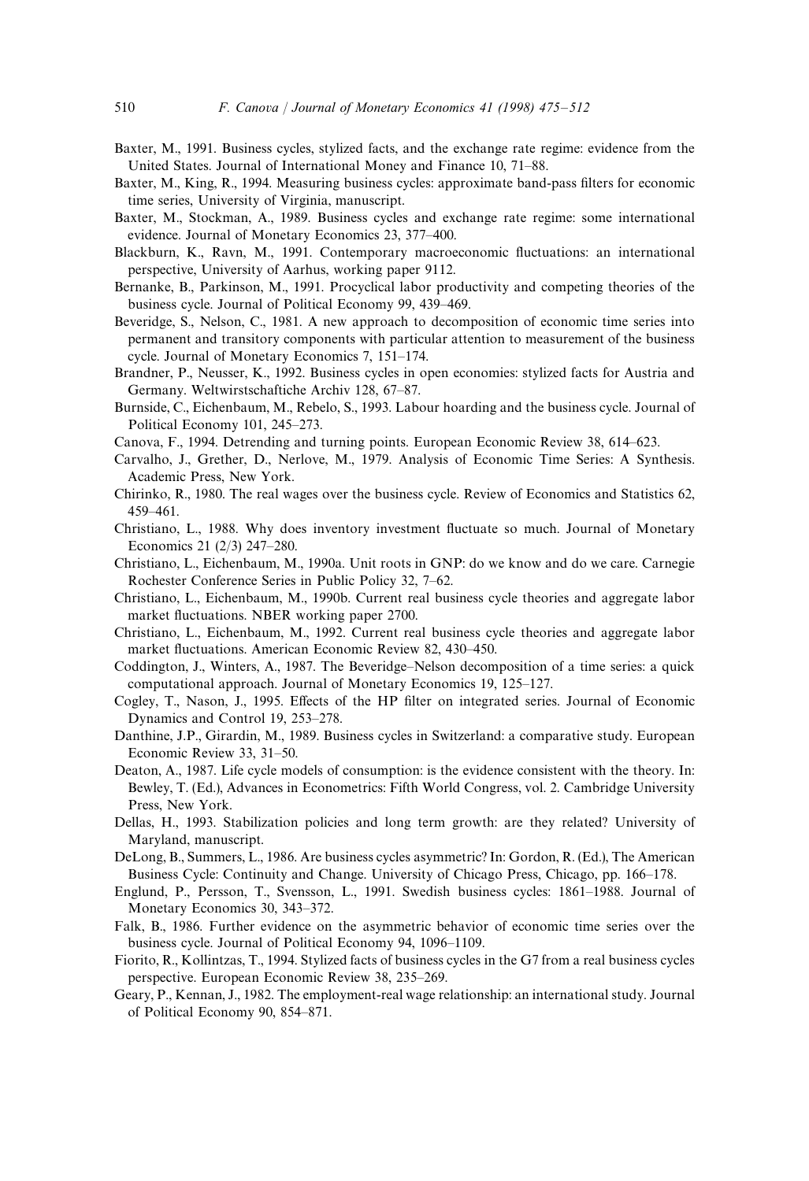Baxter, M., 1991. Business cycles, stylized facts, and the exchange rate regime: evidence from the United States. Journal of International Money and Finance 10, 71–88.

Baxter, M., King, R., 1994. Measuring business cycles: approximate band-pass filters for economic time series, University of Virginia, manuscript.

Baxter, M., Stockman, A., 1989. Business cycles and exchange rate regime: some international evidence. Journal of Monetary Economics 23, 377–400.

Blackburn, K., Ravn, M., 1991. Contemporary macroeconomic fluctuations: an international perspective, University of Aarhus, working paper 9112.

Bernanke, B., Parkinson, M., 1991. Procyclical labor productivity and competing theories of the business cycle. Journal of Political Economy 99, 439–469.

Beveridge, S., Nelson, C., 1981. A new approach to decomposition of economic time series into permanent and transitory components with particular attention to measurement of the business cycle. Journal of Monetary Economics 7, 151–174.

Brandner, P., Neusser, K., 1992. Business cycles in open economies: stylized facts for Austria and Germany. Weltwirstschaftiche Archiv 128, 67–87.

Burnside, C., Eichenbaum, M., Rebelo, S., 1993. Labour hoarding and the business cycle. Journal of Political Economy 101, 245–273.

Canova, F., 1994. Detrending and turning points. European Economic Review 38, 614–623.

Carvalho, J., Grether, D., Nerlove, M., 1979. Analysis of Economic Time Series: A Synthesis. Academic Press, New York.

Chirinko, R., 1980. The real wages over the business cycle. Review of Economics and Statistics 62, 459–461.

Christiano, L., 1988. Why does inventory investment fluctuate so much. Journal of Monetary Economics 21 (2/3) 247–280.

Christiano, L., Eichenbaum, M., 1990a. Unit roots in GNP: do we know and do we care. Carnegie Rochester Conference Series in Public Policy 32, 7–62.

Christiano, L., Eichenbaum, M., 1990b. Current real business cycle theories and aggregate labor market fluctuations. NBER working paper 2700.

Christiano, L., Eichenbaum, M., 1992. Current real business cycle theories and aggregate labor market fluctuations. American Economic Review 82, 430–450.

Coddington, J., Winters, A., 1987. The Beveridge–Nelson decomposition of a time series: a quick computational approach. Journal of Monetary Economics 19, 125–127.

Cogley, T., Nason, J., 1995. Effects of the HP filter on integrated series. Journal of Economic Dynamics and Control 19, 253–278.

Danthine, J.P., Girardin, M., 1989. Business cycles in Switzerland: a comparative study. European Economic Review 33, 31–50.

Deaton, A., 1987. Life cycle models of consumption: is the evidence consistent with the theory. In: Bewley, T. (Ed.), Advances in Econometrics: Fifth World Congress, vol. 2. Cambridge University Press, New York.

Dellas, H., 1993. Stabilization policies and long term growth: are they related? University of Maryland, manuscript.

DeLong, B., Summers, L., 1986. Are business cycles asymmetric? In: Gordon, R. (Ed.), The American Business Cycle: Continuity and Change. University of Chicago Press, Chicago, pp. 166–178.

Englund, P., Persson, T., Svensson, L., 1991. Swedish business cycles: 1861–1988. Journal of Monetary Economics 30, 343–372.

Falk, B., 1986. Further evidence on the asymmetric behavior of economic time series over the business cycle. Journal of Political Economy 94, 1096–1109.

Fiorito, R., Kollintzas, T., 1994. Stylized facts of business cycles in the G7 from a real business cycles perspective. European Economic Review 38, 235–269.

Geary, P., Kennan, J., 1982. The employment-real wage relationship: an international study. Journal of Political Economy 90, 854–871.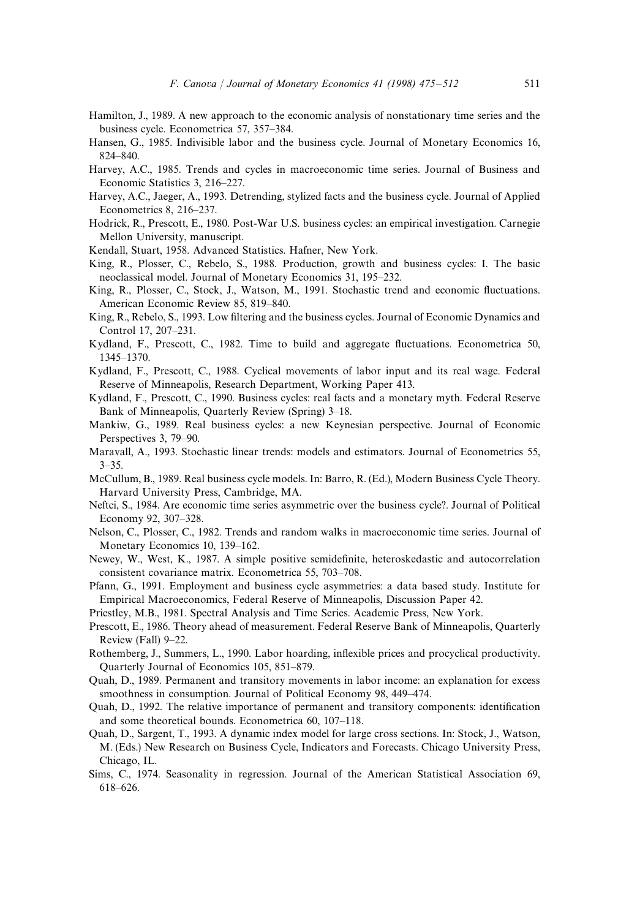Hamilton, J., 1989. A new approach to the economic analysis of nonstationary time series and the business cycle. Econometrica 57, 357–384.

Hansen, G., 1985. Indivisible labor and the business cycle. Journal of Monetary Economics 16, 824–840.

Harvey, A.C., 1985. Trends and cycles in macroeconomic time series. Journal of Business and Economic Statistics 3, 216–227.

Harvey, A.C., Jaeger, A., 1993. Detrending, stylized facts and the business cycle. Journal of Applied Econometrics 8, 216–237.

Hodrick, R., Prescott, E., 1980. Post-War U.S. business cycles: an empirical investigation. Carnegie Mellon University, manuscript.

Kendall, Stuart, 1958. Advanced Statistics. Hafner, New York.

King, R., Plosser, C., Rebelo, S., 1988. Production, growth and business cycles: I. The basic neoclassical model. Journal of Monetary Economics 31, 195–232.

King, R., Plosser, C., Stock, J., Watson, M., 1991. Stochastic trend and economic fluctuations. American Economic Review 85, 819–840.

King, R., Rebelo, S., 1993. Low filtering and the business cycles. Journal of Economic Dynamics and Control 17, 207–231.

Kydland, F., Prescott, C., 1982. Time to build and aggregate fluctuations. Econometrica 50, 1345–1370.

Kydland, F., Prescott, C., 1988. Cyclical movements of labor input and its real wage. Federal Reserve of Minneapolis, Research Department, Working Paper 413.

Kydland, F., Prescott, C., 1990. Business cycles: real facts and a monetary myth. Federal Reserve Bank of Minneapolis, Quarterly Review (Spring) 3–18.

Mankiw, G., 1989. Real business cycles: a new Keynesian perspective. Journal of Economic Perspectives 3, 79–90.

Maravall, A., 1993. Stochastic linear trends: models and estimators. Journal of Econometrics 55, 3–35.

McCullum, B., 1989. Real business cycle models. In: Barro, R. (Ed.), Modern Business Cycle Theory. Harvard University Press, Cambridge, MA.

Neftci, S., 1984. Are economic time series asymmetric over the business cycle?. Journal of Political Economy 92, 307–328.

Nelson, C., Plosser, C., 1982. Trends and random walks in macroeconomic time series. Journal of Monetary Economics 10, 139–162.

Newey, W., West, K., 1987. A simple positive semidefinite, heteroskedastic and autocorrelation consistent covariance matrix. Econometrica 55, 703–708.

Pfann, G., 1991. Employment and business cycle asymmetries: a data based study. Institute for Empirical Macroeconomics, Federal Reserve of Minneapolis, Discussion Paper 42.

Priestley, M.B., 1981. Spectral Analysis and Time Series. Academic Press, New York.

Prescott, E., 1986. Theory ahead of measurement. Federal Reserve Bank of Minneapolis, Quarterly Review (Fall) 9–22.

Rothemberg, J., Summers, L., 1990. Labor hoarding, inflexible prices and procyclical productivity. Quarterly Journal of Economics 105, 851–879.

Quah, D., 1989. Permanent and transitory movements in labor income: an explanation for excess smoothness in consumption. Journal of Political Economy 98, 449–474.

Quah, D., 1992. The relative importance of permanent and transitory components: identification and some theoretical bounds. Econometrica 60, 107–118.

Quah, D., Sargent, T., 1993. A dynamic index model for large cross sections. In: Stock, J., Watson, M. (Eds.) New Research on Business Cycle, Indicators and Forecasts. Chicago University Press, Chicago, IL.

Sims, C., 1974. Seasonality in regression. Journal of the American Statistical Association 69, 618–626.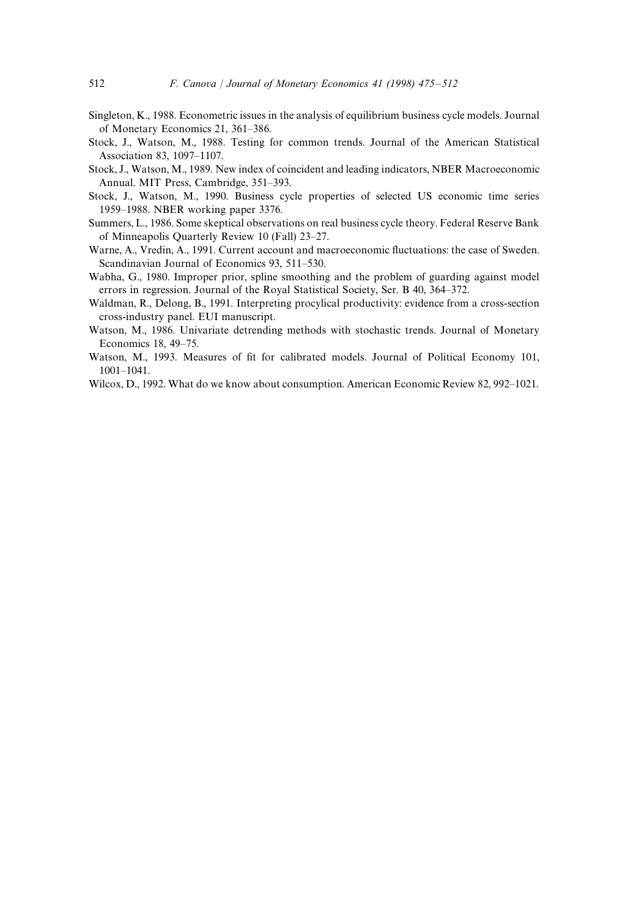Singleton, K., 1988. Econometric issues in the analysis of equilibrium business cycle models. Journal of Monetary Economics 21, 361–386.

Stock, J., Watson, M., 1988. Testing for common trends. Journal of the American Statistical Association 83, 1097–1107.

Stock, J., Watson, M., 1989. New index of coincident and leading indicators, NBER Macroeconomic Annual. MIT Press, Cambridge, 351–393.

Stock, J., Watson, M., 1990. Business cycle properties of selected US economic time series 1959–1988. NBER working paper 3376.

Summers, L., 1986. Some skeptical observations on real business cycle theory. Federal Reserve Bank of Minneapolis Quarterly Review 10 (Fall) 23–27.

Warne, A., Vredin, A., 1991. Current account and macroeconomic fluctuations: the case of Sweden. Scandinavian Journal of Economics 93, 511–530.

Wabha, G., 1980. Improper prior, spline smoothing and the problem of guarding against model errors in regression. Journal of the Royal Statistical Society, Ser. B 40, 364–372.

Waldman, R., Delong, B., 1991. Interpreting procylical productivity: evidence from a cross-section cross-industry panel. EUI manuscript.

Watson, M., 1986. Univariate detrending methods with stochastic trends. Journal of Monetary Economics 18, 49–75.

Watson, M., 1993. Measures of fit for calibrated models. Journal of Political Economy 101, 1001–1041.

Wilcox, D., 1992. What do we know about consumption. American Economic Review 82, 992–1021.